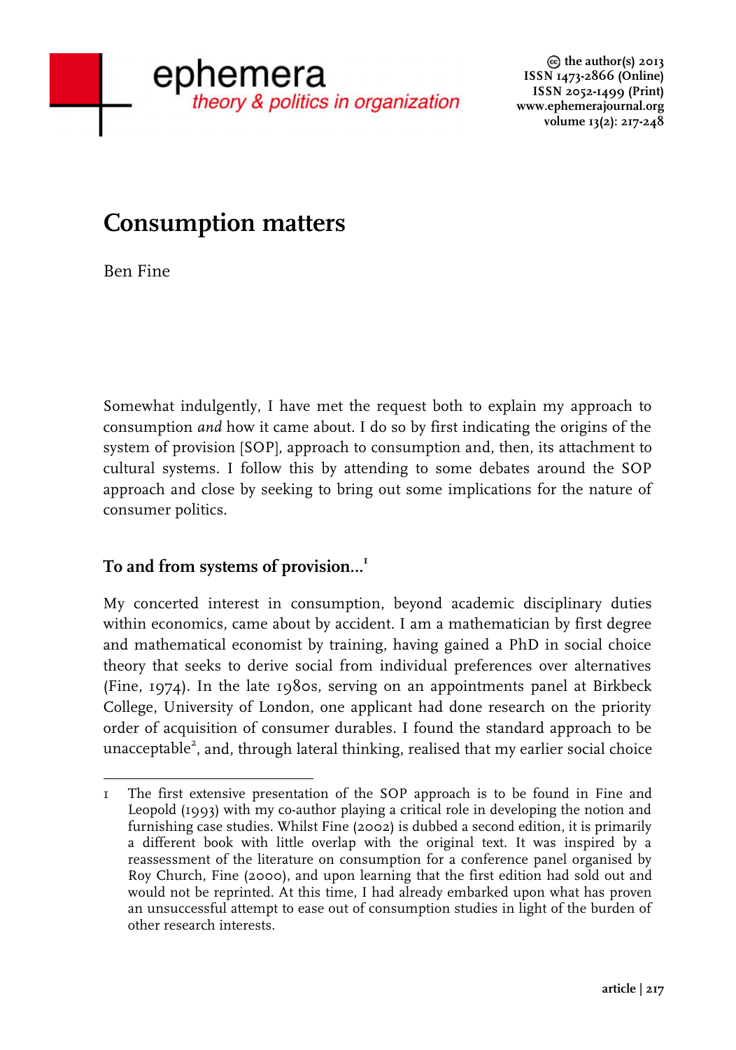# Consumption matters

Ben Fine

Somewhat indulgently, I have met the request both to explain my approach to consumption *and* how it came about. I do so by first indicating the origins of the system of provision [SOP], approach to consumption and, then, its attachment to cultural systems. I follow this by attending to some debates around the SOP approach and close by seeking to bring out some implications for the nature of consumer politics.

## To and from systems of provision...[1]

My concerted interest in consumption, beyond academic disciplinary duties within economics, came about by accident. I am a mathematician by first degree and mathematical economist by training, having gained a PhD in social choice theory that seeks to derive social from individual preferences over alternatives (Fine, 1974). In the late 1980s, serving on an appointments panel at Birkbeck College, University of London, one applicant had done research on the priority order of acquisition of consumer durables. I found the standard approach to be unacceptable[2], and, through lateral thinking, realised that my earlier social choice

---

1 The first extensive presentation of the SOP approach is to be found in Fine and Leopold (1993) with my co-author playing a critical role in developing the notion and furnishing case studies. Whilst Fine (2002) is dubbed a second edition, it is primarily a different book with little overlap with the original text. It was inspired by a reassessment of the literature on consumption for a conference panel organised by Roy Church, Fine (2000), and upon learning that the first edition had sold out and would not be reprinted. At this time, I had already embarked upon what has proven an unsuccessful attempt to ease out of consumption studies in light of the burden of other research interests.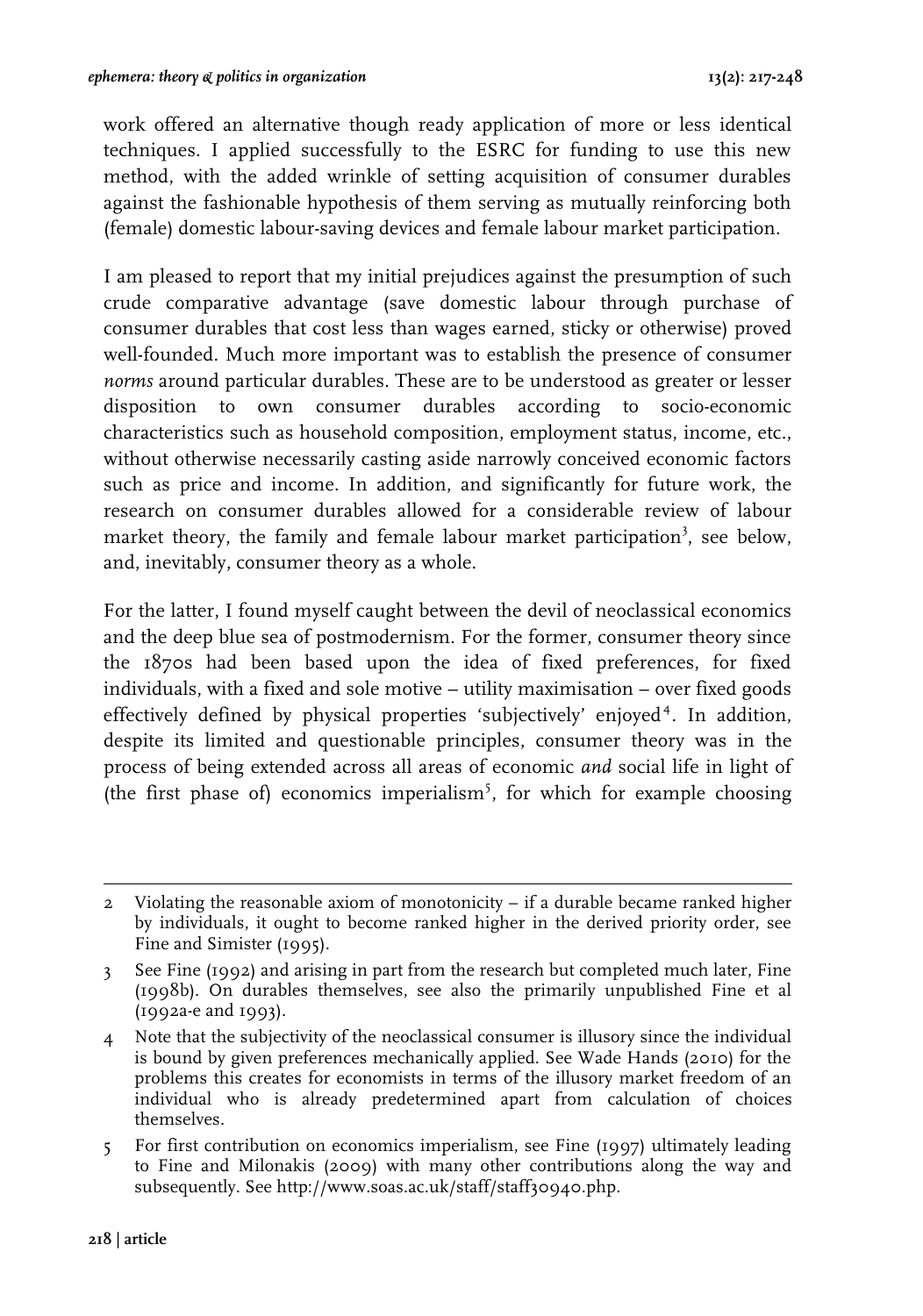work offered an alternative though ready application of more or less identical techniques. I applied successfully to the ESRC for funding to use this new method, with the added wrinkle of setting acquisition of consumer durables against the fashionable hypothesis of them serving as mutually reinforcing both (female) domestic labour-saving devices and female labour market participation.

I am pleased to report that my initial prejudices against the presumption of such crude comparative advantage (save domestic labour through purchase of consumer durables that cost less than wages earned, sticky or otherwise) proved well-founded. Much more important was to establish the presence of consumer *norms* around particular durables. These are to be understood as greater or lesser disposition to own consumer durables according to socio-economic characteristics such as household composition, employment status, income, etc., without otherwise necessarily casting aside narrowly conceived economic factors such as price and income. In addition, and significantly for future work, the research on consumer durables allowed for a considerable review of labour market theory, the family and female labour market participation[3], see below, and, inevitably, consumer theory as a whole.

For the latter, I found myself caught between the devil of neoclassical economics and the deep blue sea of postmodernism. For the former, consumer theory since the 1870s had been based upon the idea of fixed preferences, for fixed individuals, with a fixed and sole motive – utility maximisation – over fixed goods effectively defined by physical properties 'subjectively' enjoyed[4]. In addition, despite its limited and questionable principles, consumer theory was in the process of being extended across all areas of economic *and* social life in light of (the first phase of) economics imperialism[5], for which for example choosing

---

2 Violating the reasonable axiom of monotonicity – if a durable became ranked higher by individuals, it ought to become ranked higher in the derived priority order, see Fine and Simister (1995).

3 See Fine (1992) and arising in part from the research but completed much later, Fine (1998b). On durables themselves, see also the primarily unpublished Fine et al (1992a-e and 1993).

4 Note that the subjectivity of the neoclassical consumer is illusory since the individual is bound by given preferences mechanically applied. See Wade Hands (2010) for the problems this creates for economists in terms of the illusory market freedom of an individual who is already predetermined apart from calculation of choices themselves.

5 For first contribution on economics imperialism, see Fine (1997) ultimately leading to Fine and Milonakis (2009) with many other contributions along the way and subsequently. See http://www.soas.ac.uk/staff/staff30940.php.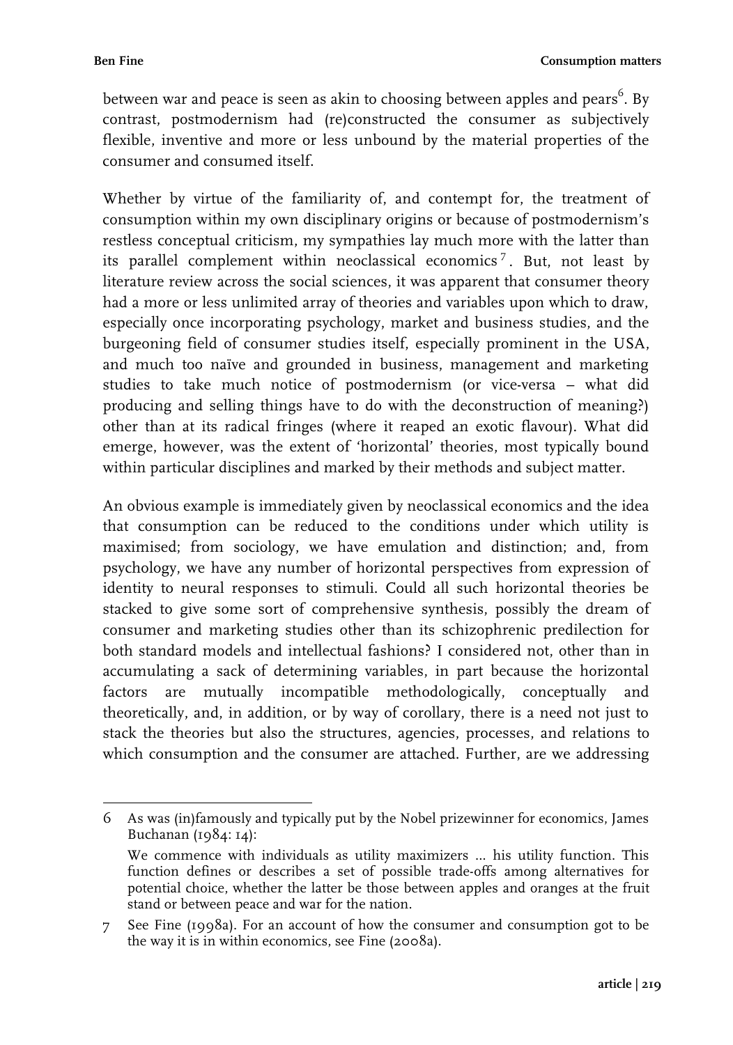between war and peace is seen as akin to choosing between apples and pears[6]. By contrast, postmodernism had (re)constructed the consumer as subjectively flexible, inventive and more or less unbound by the material properties of the consumer and consumed itself.

Whether by virtue of the familiarity of, and contempt for, the treatment of consumption within my own disciplinary origins or because of postmodernism's restless conceptual criticism, my sympathies lay much more with the latter than its parallel complement within neoclassical economics[7]. But, not least by literature review across the social sciences, it was apparent that consumer theory had a more or less unlimited array of theories and variables upon which to draw, especially once incorporating psychology, market and business studies, and the burgeoning field of consumer studies itself, especially prominent in the USA, and much too naïve and grounded in business, management and marketing studies to take much notice of postmodernism (or vice-versa – what did producing and selling things have to do with the deconstruction of meaning?) other than at its radical fringes (where it reaped an exotic flavour). What did emerge, however, was the extent of 'horizontal' theories, most typically bound within particular disciplines and marked by their methods and subject matter.

An obvious example is immediately given by neoclassical economics and the idea that consumption can be reduced to the conditions under which utility is maximised; from sociology, we have emulation and distinction; and, from psychology, we have any number of horizontal perspectives from expression of identity to neural responses to stimuli. Could all such horizontal theories be stacked to give some sort of comprehensive synthesis, possibly the dream of consumer and marketing studies other than its schizophrenic predilection for both standard models and intellectual fashions? I considered not, other than in accumulating a sack of determining variables, in part because the horizontal factors are mutually incompatible methodologically, conceptually and theoretically, and, in addition, or by way of corollary, there is a need not just to stack the theories but also the structures, agencies, processes, and relations to which consumption and the consumer are attached. Further, are we addressing

---

6 As was (in)famously and typically put by the Nobel prizewinner for economics, James Buchanan (1984: 14):

We commence with individuals as utility maximizers ... his utility function. This function defines or describes a set of possible trade-offs among alternatives for potential choice, whether the latter be those between apples and oranges at the fruit stand or between peace and war for the nation.

7 See Fine (1998a). For an account of how the consumer and consumption got to be the way it is in within economics, see Fine (2008a).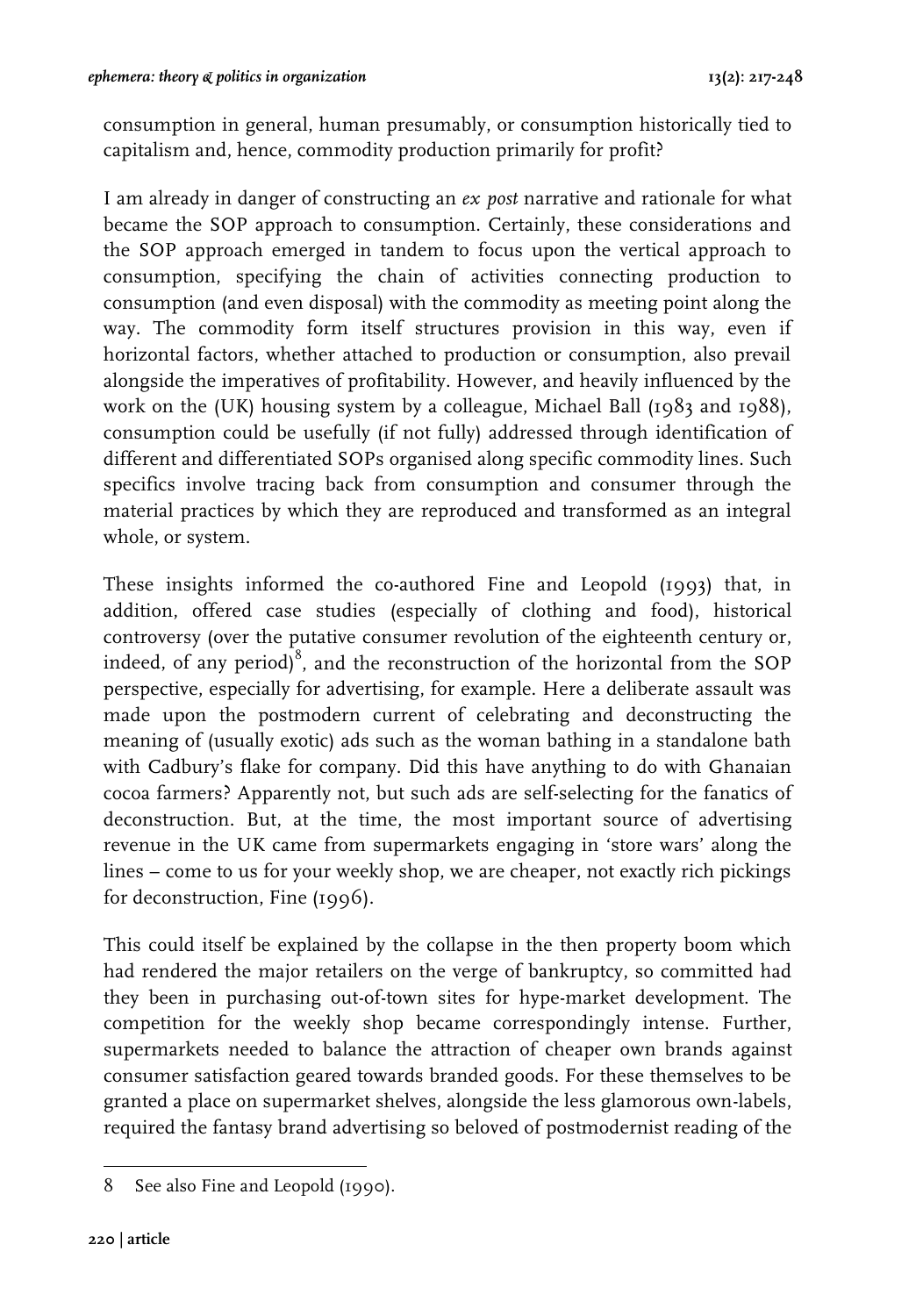consumption in general, human presumably, or consumption historically tied to capitalism and, hence, commodity production primarily for profit?

I am already in danger of constructing an *ex post* narrative and rationale for what became the SOP approach to consumption. Certainly, these considerations and the SOP approach emerged in tandem to focus upon the vertical approach to consumption, specifying the chain of activities connecting production to consumption (and even disposal) with the commodity as meeting point along the way. The commodity form itself structures provision in this way, even if horizontal factors, whether attached to production or consumption, also prevail alongside the imperatives of profitability. However, and heavily influenced by the work on the (UK) housing system by a colleague, Michael Ball (1983 and 1988), consumption could be usefully (if not fully) addressed through identification of different and differentiated SOPs organised along specific commodity lines. Such specifics involve tracing back from consumption and consumer through the material practices by which they are reproduced and transformed as an integral whole, or system.

These insights informed the co-authored Fine and Leopold (1993) that, in addition, offered case studies (especially of clothing and food), historical controversy (over the putative consumer revolution of the eighteenth century or, indeed, of any period)[8], and the reconstruction of the horizontal from the SOP perspective, especially for advertising, for example. Here a deliberate assault was made upon the postmodern current of celebrating and deconstructing the meaning of (usually exotic) ads such as the woman bathing in a standalone bath with Cadbury's flake for company. Did this have anything to do with Ghanaian cocoa farmers? Apparently not, but such ads are self-selecting for the fanatics of deconstruction. But, at the time, the most important source of advertising revenue in the UK came from supermarkets engaging in 'store wars' along the lines – come to us for your weekly shop, we are cheaper, not exactly rich pickings for deconstruction, Fine (1996).

This could itself be explained by the collapse in the then property boom which had rendered the major retailers on the verge of bankruptcy, so committed had they been in purchasing out-of-town sites for hype-market development. The competition for the weekly shop became correspondingly intense. Further, supermarkets needed to balance the attraction of cheaper own brands against consumer satisfaction geared towards branded goods. For these themselves to be granted a place on supermarket shelves, alongside the less glamorous own-labels, required the fantasy brand advertising so beloved of postmodernist reading of the

---

8 See also Fine and Leopold (1990).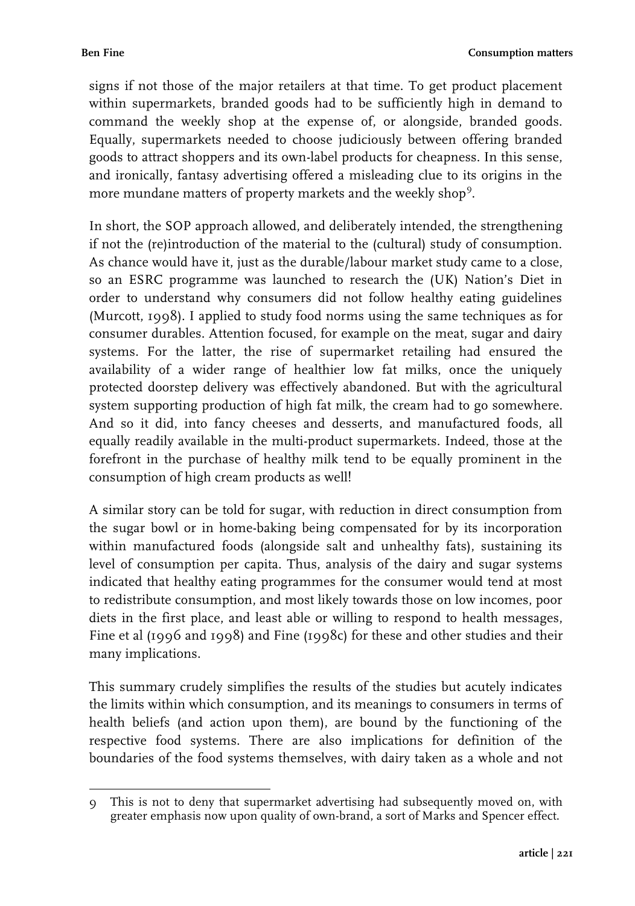signs if not those of the major retailers at that time. To get product placement within supermarkets, branded goods had to be sufficiently high in demand to command the weekly shop at the expense of, or alongside, branded goods. Equally, supermarkets needed to choose judiciously between offering branded goods to attract shoppers and its own-label products for cheapness. In this sense, and ironically, fantasy advertising offered a misleading clue to its origins in the more mundane matters of property markets and the weekly shop[9].

In short, the SOP approach allowed, and deliberately intended, the strengthening if not the (re)introduction of the material to the (cultural) study of consumption. As chance would have it, just as the durable/labour market study came to a close, so an ESRC programme was launched to research the (UK) Nation's Diet in order to understand why consumers did not follow healthy eating guidelines (Murcott, 1998). I applied to study food norms using the same techniques as for consumer durables. Attention focused, for example on the meat, sugar and dairy systems. For the latter, the rise of supermarket retailing had ensured the availability of a wider range of healthier low fat milks, once the uniquely protected doorstep delivery was effectively abandoned. But with the agricultural system supporting production of high fat milk, the cream had to go somewhere. And so it did, into fancy cheeses and desserts, and manufactured foods, all equally readily available in the multi-product supermarkets. Indeed, those at the forefront in the purchase of healthy milk tend to be equally prominent in the consumption of high cream products as well!

A similar story can be told for sugar, with reduction in direct consumption from the sugar bowl or in home-baking being compensated for by its incorporation within manufactured foods (alongside salt and unhealthy fats), sustaining its level of consumption per capita. Thus, analysis of the dairy and sugar systems indicated that healthy eating programmes for the consumer would tend at most to redistribute consumption, and most likely towards those on low incomes, poor diets in the first place, and least able or willing to respond to health messages, Fine et al (1996 and 1998) and Fine (1998c) for these and other studies and their many implications.

This summary crudely simplifies the results of the studies but acutely indicates the limits within which consumption, and its meanings to consumers in terms of health beliefs (and action upon them), are bound by the functioning of the respective food systems. There are also implications for definition of the boundaries of the food systems themselves, with dairy taken as a whole and not

---

9 This is not to deny that supermarket advertising had subsequently moved on, with greater emphasis now upon quality of own-brand, a sort of Marks and Spencer effect.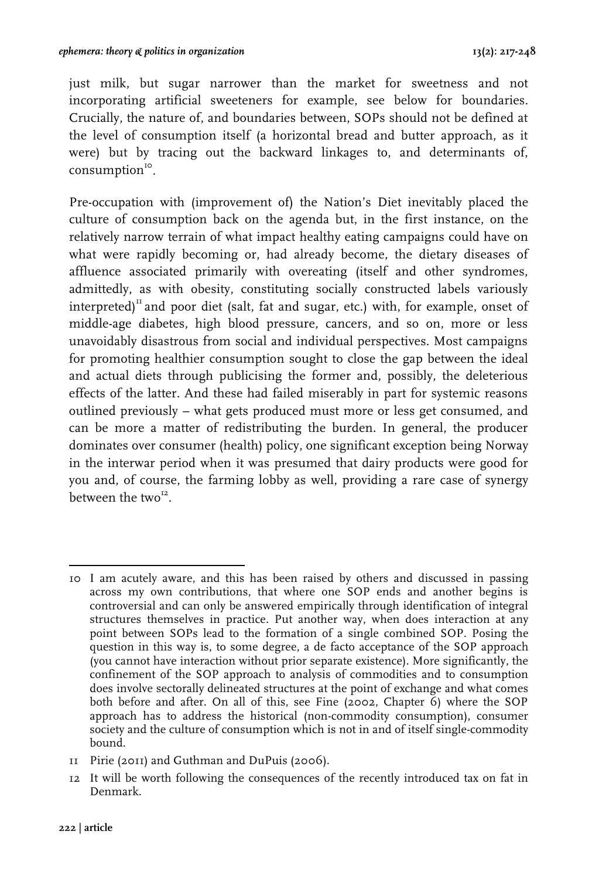just milk, but sugar narrower than the market for sweetness and not incorporating artificial sweeteners for example, see below for boundaries. Crucially, the nature of, and boundaries between, SOPs should not be defined at the level of consumption itself (a horizontal bread and butter approach, as it were) but by tracing out the backward linkages to, and determinants of, consumption[10].

Pre-occupation with (improvement of) the Nation's Diet inevitably placed the culture of consumption back on the agenda but, in the first instance, on the relatively narrow terrain of what impact healthy eating campaigns could have on what were rapidly becoming or, had already become, the dietary diseases of affluence associated primarily with overeating (itself and other syndromes, admittedly, as with obesity, constituting socially constructed labels variously interpreted)[11] and poor diet (salt, fat and sugar, etc.) with, for example, onset of middle-age diabetes, high blood pressure, cancers, and so on, more or less unavoidably disastrous from social and individual perspectives. Most campaigns for promoting healthier consumption sought to close the gap between the ideal and actual diets through publicising the former and, possibly, the deleterious effects of the latter. And these had failed miserably in part for systemic reasons outlined previously – what gets produced must more or less get consumed, and can be more a matter of redistributing the burden. In general, the producer dominates over consumer (health) policy, one significant exception being Norway in the interwar period when it was presumed that dairy products were good for you and, of course, the farming lobby as well, providing a rare case of synergy between the two[12].

---

10 I am acutely aware, and this has been raised by others and discussed in passing across my own contributions, that where one SOP ends and another begins is controversial and can only be answered empirically through identification of integral structures themselves in practice. Put another way, when does interaction at any point between SOPs lead to the formation of a single combined SOP. Posing the question in this way is, to some degree, a de facto acceptance of the SOP approach (you cannot have interaction without prior separate existence). More significantly, the confinement of the SOP approach to analysis of commodities and to consumption does involve sectorally delineated structures at the point of exchange and what comes both before and after. On all of this, see Fine (2002, Chapter 6) where the SOP approach has to address the historical (non-commodity consumption), consumer society and the culture of consumption which is not in and of itself single-commodity bound.

11 Pirie (2011) and Guthman and DuPuis (2006).

12 It will be worth following the consequences of the recently introduced tax on fat in Denmark.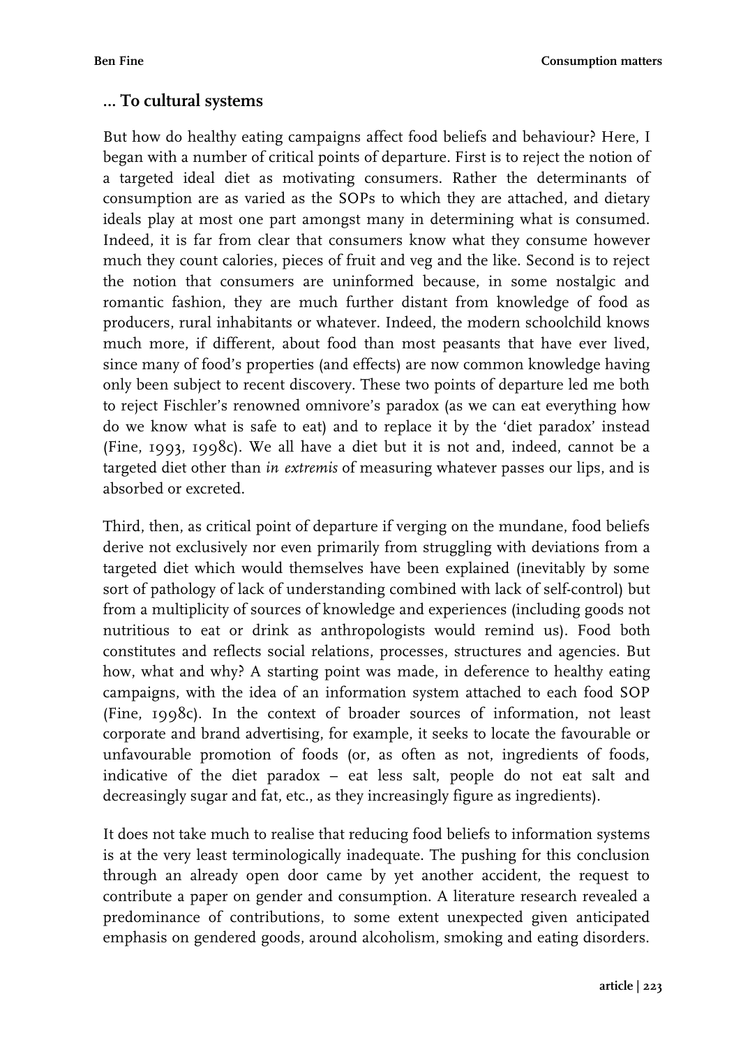## … To cultural systems

But how do healthy eating campaigns affect food beliefs and behaviour? Here, I began with a number of critical points of departure. First is to reject the notion of a targeted ideal diet as motivating consumers. Rather the determinants of consumption are as varied as the SOPs to which they are attached, and dietary ideals play at most one part amongst many in determining what is consumed. Indeed, it is far from clear that consumers know what they consume however much they count calories, pieces of fruit and veg and the like. Second is to reject the notion that consumers are uninformed because, in some nostalgic and romantic fashion, they are much further distant from knowledge of food as producers, rural inhabitants or whatever. Indeed, the modern schoolchild knows much more, if different, about food than most peasants that have ever lived, since many of food's properties (and effects) are now common knowledge having only been subject to recent discovery. These two points of departure led me both to reject Fischler's renowned omnivore's paradox (as we can eat everything how do we know what is safe to eat) and to replace it by the 'diet paradox' instead (Fine, 1993, 1998c). We all have a diet but it is not and, indeed, cannot be a targeted diet other than *in extremis* of measuring whatever passes our lips, and is absorbed or excreted.

Third, then, as critical point of departure if verging on the mundane, food beliefs derive not exclusively nor even primarily from struggling with deviations from a targeted diet which would themselves have been explained (inevitably by some sort of pathology of lack of understanding combined with lack of self-control) but from a multiplicity of sources of knowledge and experiences (including goods not nutritious to eat or drink as anthropologists would remind us). Food both constitutes and reflects social relations, processes, structures and agencies. But how, what and why? A starting point was made, in deference to healthy eating campaigns, with the idea of an information system attached to each food SOP (Fine, 1998c). In the context of broader sources of information, not least corporate and brand advertising, for example, it seeks to locate the favourable or unfavourable promotion of foods (or, as often as not, ingredients of foods, indicative of the diet paradox – eat less salt, people do not eat salt and decreasingly sugar and fat, etc., as they increasingly figure as ingredients).

It does not take much to realise that reducing food beliefs to information systems is at the very least terminologically inadequate. The pushing for this conclusion through an already open door came by yet another accident, the request to contribute a paper on gender and consumption. A literature research revealed a predominance of contributions, to some extent unexpected given anticipated emphasis on gendered goods, around alcoholism, smoking and eating disorders.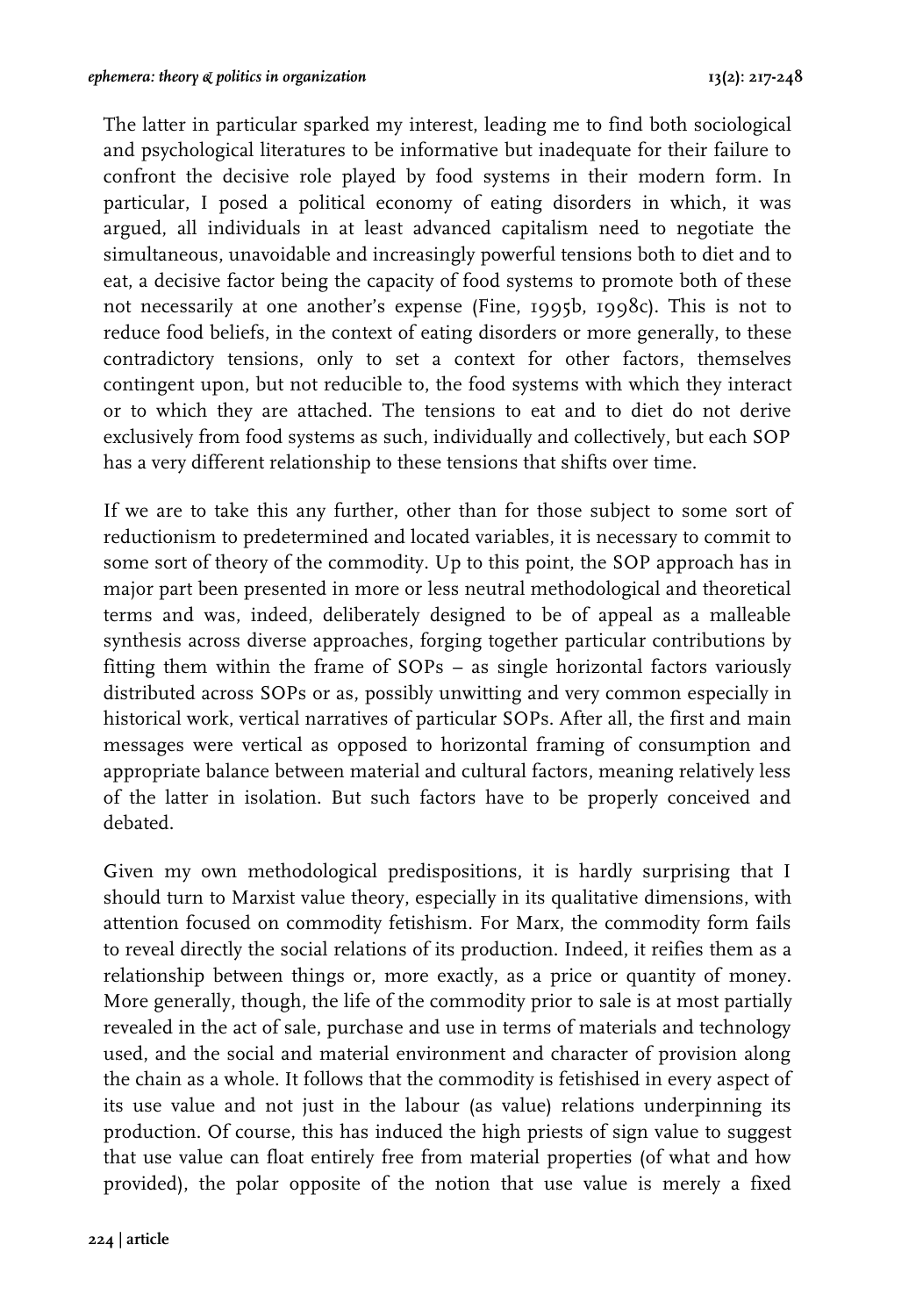The latter in particular sparked my interest, leading me to find both sociological and psychological literatures to be informative but inadequate for their failure to confront the decisive role played by food systems in their modern form. In particular, I posed a political economy of eating disorders in which, it was argued, all individuals in at least advanced capitalism need to negotiate the simultaneous, unavoidable and increasingly powerful tensions both to diet and to eat, a decisive factor being the capacity of food systems to promote both of these not necessarily at one another's expense (Fine, 1995b, 1998c). This is not to reduce food beliefs, in the context of eating disorders or more generally, to these contradictory tensions, only to set a context for other factors, themselves contingent upon, but not reducible to, the food systems with which they interact or to which they are attached. The tensions to eat and to diet do not derive exclusively from food systems as such, individually and collectively, but each SOP has a very different relationship to these tensions that shifts over time.

If we are to take this any further, other than for those subject to some sort of reductionism to predetermined and located variables, it is necessary to commit to some sort of theory of the commodity. Up to this point, the SOP approach has in major part been presented in more or less neutral methodological and theoretical terms and was, indeed, deliberately designed to be of appeal as a malleable synthesis across diverse approaches, forging together particular contributions by fitting them within the frame of SOPs – as single horizontal factors variously distributed across SOPs or as, possibly unwitting and very common especially in historical work, vertical narratives of particular SOPs. After all, the first and main messages were vertical as opposed to horizontal framing of consumption and appropriate balance between material and cultural factors, meaning relatively less of the latter in isolation. But such factors have to be properly conceived and debated.

Given my own methodological predispositions, it is hardly surprising that I should turn to Marxist value theory, especially in its qualitative dimensions, with attention focused on commodity fetishism. For Marx, the commodity form fails to reveal directly the social relations of its production. Indeed, it reifies them as a relationship between things or, more exactly, as a price or quantity of money. More generally, though, the life of the commodity prior to sale is at most partially revealed in the act of sale, purchase and use in terms of materials and technology used, and the social and material environment and character of provision along the chain as a whole. It follows that the commodity is fetishised in every aspect of its use value and not just in the labour (as value) relations underpinning its production. Of course, this has induced the high priests of sign value to suggest that use value can float entirely free from material properties (of what and how provided), the polar opposite of the notion that use value is merely a fixed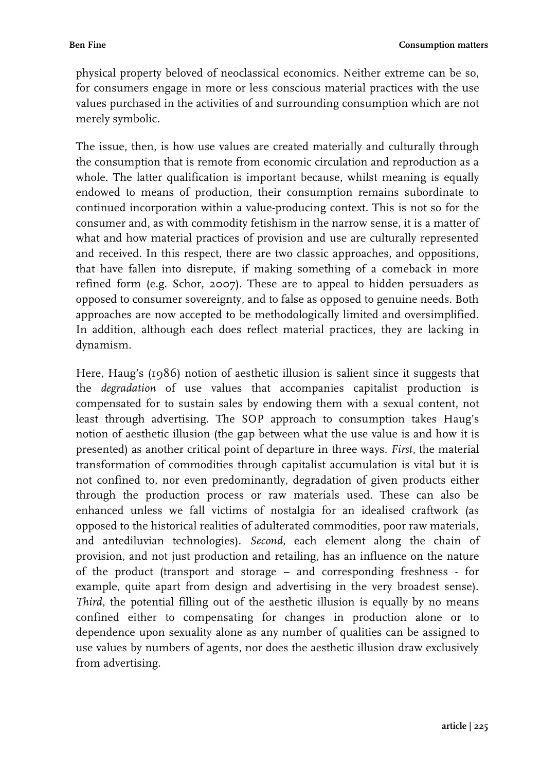physical property beloved of neoclassical economics. Neither extreme can be so, for consumers engage in more or less conscious material practices with the use values purchased in the activities of and surrounding consumption which are not merely symbolic.

The issue, then, is how use values are created materially and culturally through the consumption that is remote from economic circulation and reproduction as a whole. The latter qualification is important because, whilst meaning is equally endowed to means of production, their consumption remains subordinate to continued incorporation within a value-producing context. This is not so for the consumer and, as with commodity fetishism in the narrow sense, it is a matter of what and how material practices of provision and use are culturally represented and received. In this respect, there are two classic approaches, and oppositions, that have fallen into disrepute, if making something of a comeback in more refined form (e.g. Schor, 2007). These are to appeal to hidden persuaders as opposed to consumer sovereignty, and to false as opposed to genuine needs. Both approaches are now accepted to be methodologically limited and oversimplified. In addition, although each does reflect material practices, they are lacking in dynamism.

Here, Haug's (1986) notion of aesthetic illusion is salient since it suggests that the *degradation* of use values that accompanies capitalist production is compensated for to sustain sales by endowing them with a sexual content, not least through advertising. The SOP approach to consumption takes Haug's notion of aesthetic illusion (the gap between what the use value is and how it is presented) as another critical point of departure in three ways. *First*, the material transformation of commodities through capitalist accumulation is vital but it is not confined to, nor even predominantly, degradation of given products either through the production process or raw materials used. These can also be enhanced unless we fall victims of nostalgia for an idealised craftwork (as opposed to the historical realities of adulterated commodities, poor raw materials, and antediluvian technologies). *Second*, each element along the chain of provision, and not just production and retailing, has an influence on the nature of the product (transport and storage – and corresponding freshness - for example, quite apart from design and advertising in the very broadest sense). *Third*, the potential filling out of the aesthetic illusion is equally by no means confined either to compensating for changes in production alone or to dependence upon sexuality alone as any number of qualities can be assigned to use values by numbers of agents, nor does the aesthetic illusion draw exclusively from advertising.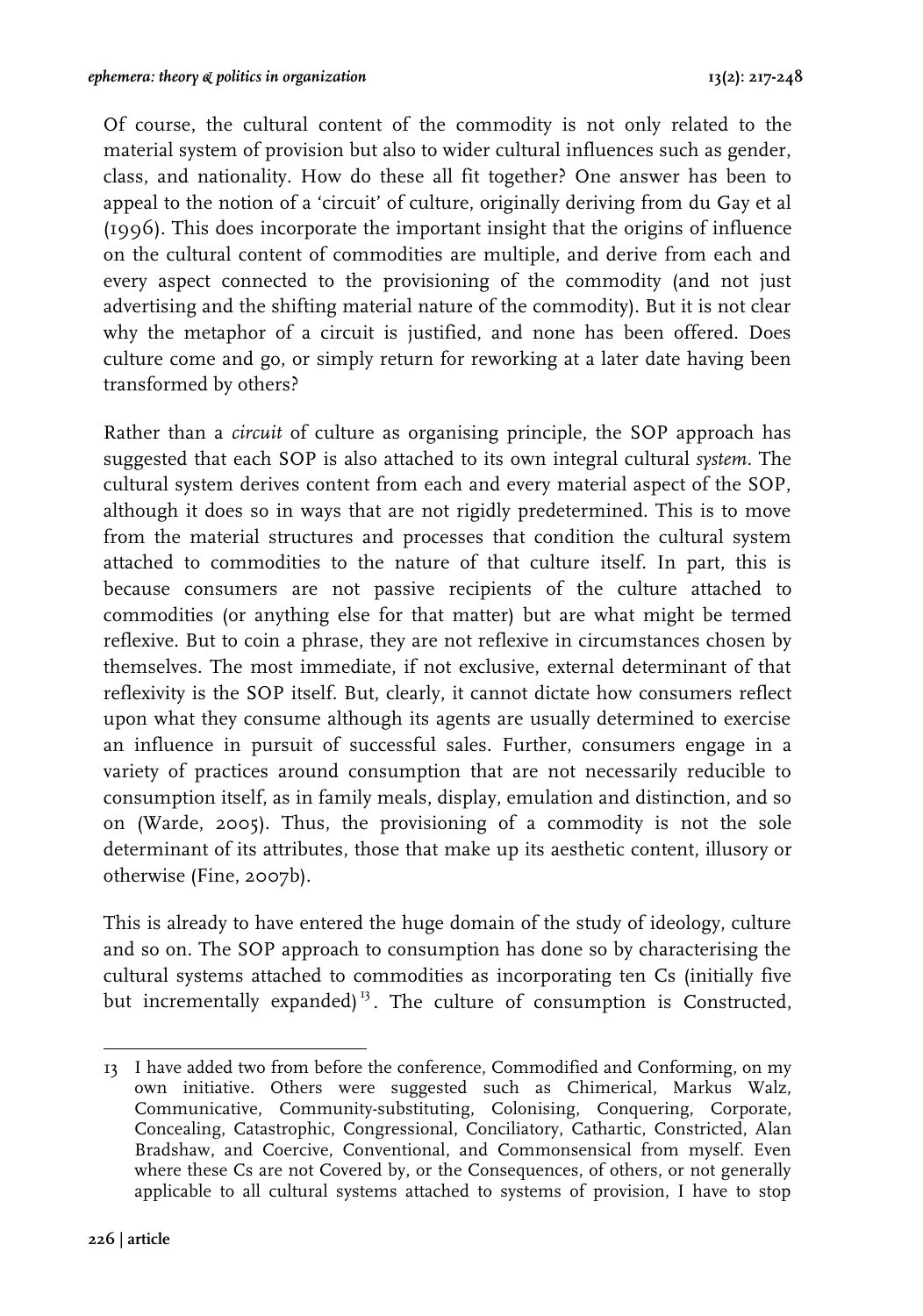Of course, the cultural content of the commodity is not only related to the material system of provision but also to wider cultural influences such as gender, class, and nationality. How do these all fit together? One answer has been to appeal to the notion of a 'circuit' of culture, originally deriving from du Gay et al (1996). This does incorporate the important insight that the origins of influence on the cultural content of commodities are multiple, and derive from each and every aspect connected to the provisioning of the commodity (and not just advertising and the shifting material nature of the commodity). But it is not clear why the metaphor of a circuit is justified, and none has been offered. Does culture come and go, or simply return for reworking at a later date having been transformed by others?

Rather than a *circuit* of culture as organising principle, the SOP approach has suggested that each SOP is also attached to its own integral cultural *system*. The cultural system derives content from each and every material aspect of the SOP, although it does so in ways that are not rigidly predetermined. This is to move from the material structures and processes that condition the cultural system attached to commodities to the nature of that culture itself. In part, this is because consumers are not passive recipients of the culture attached to commodities (or anything else for that matter) but are what might be termed reflexive. But to coin a phrase, they are not reflexive in circumstances chosen by themselves. The most immediate, if not exclusive, external determinant of that reflexivity is the SOP itself. But, clearly, it cannot dictate how consumers reflect upon what they consume although its agents are usually determined to exercise an influence in pursuit of successful sales. Further, consumers engage in a variety of practices around consumption that are not necessarily reducible to consumption itself, as in family meals, display, emulation and distinction, and so on (Warde, 2005). Thus, the provisioning of a commodity is not the sole determinant of its attributes, those that make up its aesthetic content, illusory or otherwise (Fine, 2007b).

This is already to have entered the huge domain of the study of ideology, culture and so on. The SOP approach to consumption has done so by characterising the cultural systems attached to commodities as incorporating ten Cs (initially five but incrementally expanded)[13]. The culture of consumption is Constructed,

---

13 I have added two from before the conference, Commodified and Conforming, on my own initiative. Others were suggested such as Chimerical, Markus Walz, Communicative, Community-substituting, Colonising, Conquering, Corporate, Concealing, Catastrophic, Congressional, Conciliatory, Cathartic, Constricted, Alan Bradshaw, and Coercive, Conventional, and Commonsensical from myself. Even where these Cs are not Covered by, or the Consequences, of others, or not generally applicable to all cultural systems attached to systems of provision, I have to stop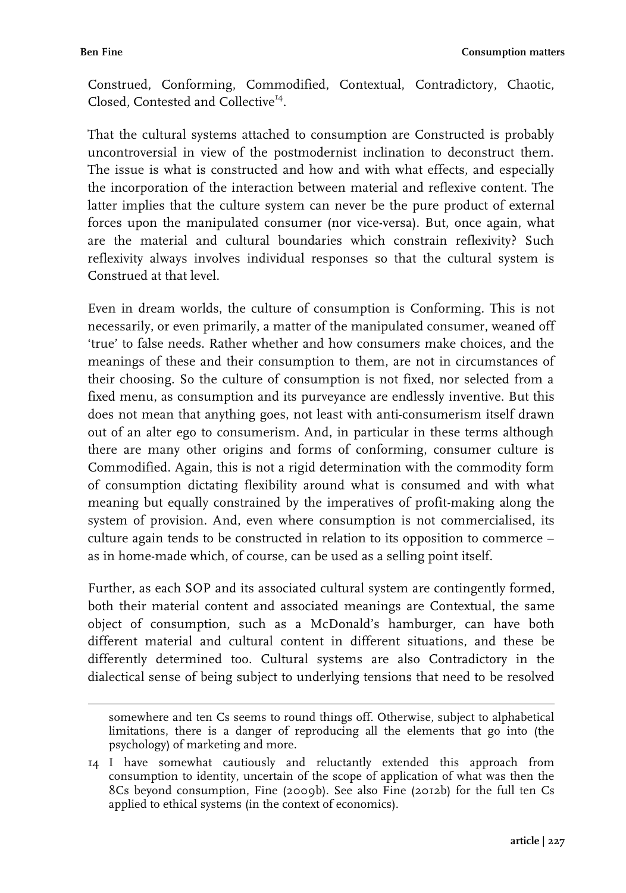Construed, Conforming, Commodified, Contextual, Contradictory, Chaotic, Closed, Contested and Collective[14].

That the cultural systems attached to consumption are Constructed is probably uncontroversial in view of the postmodernist inclination to deconstruct them. The issue is what is constructed and how and with what effects, and especially the incorporation of the interaction between material and reflexive content. The latter implies that the culture system can never be the pure product of external forces upon the manipulated consumer (nor vice-versa). But, once again, what are the material and cultural boundaries which constrain reflexivity? Such reflexivity always involves individual responses so that the cultural system is Construed at that level.

Even in dream worlds, the culture of consumption is Conforming. This is not necessarily, or even primarily, a matter of the manipulated consumer, weaned off 'true' to false needs. Rather whether and how consumers make choices, and the meanings of these and their consumption to them, are not in circumstances of their choosing. So the culture of consumption is not fixed, nor selected from a fixed menu, as consumption and its purveyance are endlessly inventive. But this does not mean that anything goes, not least with anti-consumerism itself drawn out of an alter ego to consumerism. And, in particular in these terms although there are many other origins and forms of conforming, consumer culture is Commodified. Again, this is not a rigid determination with the commodity form of consumption dictating flexibility around what is consumed and with what meaning but equally constrained by the imperatives of profit-making along the system of provision. And, even where consumption is not commercialised, its culture again tends to be constructed in relation to its opposition to commerce – as in home-made which, of course, can be used as a selling point itself.

Further, as each SOP and its associated cultural system are contingently formed, both their material content and associated meanings are Contextual, the same object of consumption, such as a McDonald's hamburger, can have both different material and cultural content in different situations, and these be differently determined too. Cultural systems are also Contradictory in the dialectical sense of being subject to underlying tensions that need to be resolved

somewhere and ten Cs seems to round things off. Otherwise, subject to alphabetical limitations, there is a danger of reproducing all the elements that go into (the psychology) of marketing and more.

14 I have somewhat cautiously and reluctantly extended this approach from consumption to identity, uncertain of the scope of application of what was then the 8Cs beyond consumption, Fine (2009b). See also Fine (2012b) for the full ten Cs applied to ethical systems (in the context of economics).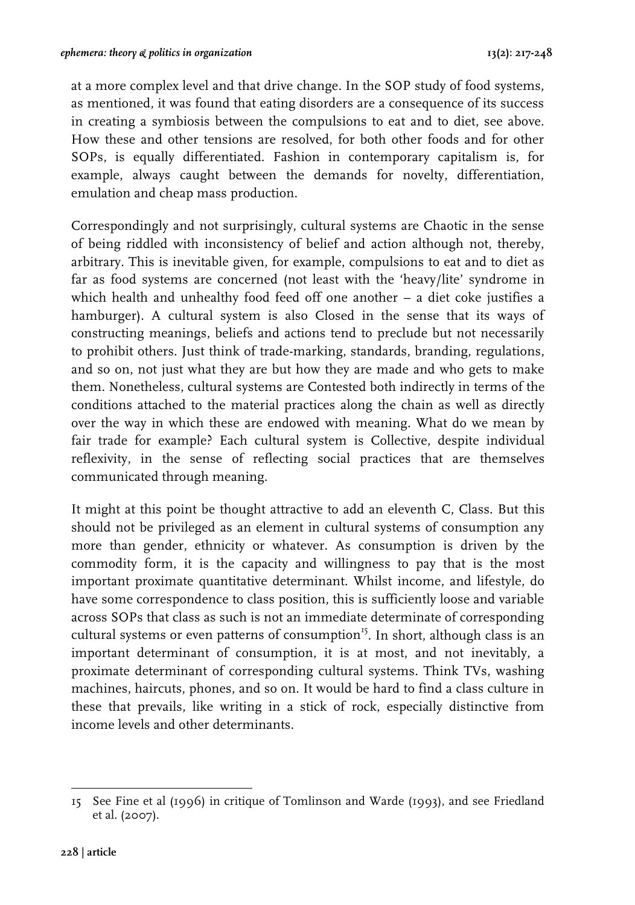at a more complex level and that drive change. In the SOP study of food systems, as mentioned, it was found that eating disorders are a consequence of its success in creating a symbiosis between the compulsions to eat and to diet, see above. How these and other tensions are resolved, for both other foods and for other SOPs, is equally differentiated. Fashion in contemporary capitalism is, for example, always caught between the demands for novelty, differentiation, emulation and cheap mass production.

Correspondingly and not surprisingly, cultural systems are Chaotic in the sense of being riddled with inconsistency of belief and action although not, thereby, arbitrary. This is inevitable given, for example, compulsions to eat and to diet as far as food systems are concerned (not least with the 'heavy/lite' syndrome in which health and unhealthy food feed off one another – a diet coke justifies a hamburger). A cultural system is also Closed in the sense that its ways of constructing meanings, beliefs and actions tend to preclude but not necessarily to prohibit others. Just think of trade-marking, standards, branding, regulations, and so on, not just what they are but how they are made and who gets to make them. Nonetheless, cultural systems are Contested both indirectly in terms of the conditions attached to the material practices along the chain as well as directly over the way in which these are endowed with meaning. What do we mean by fair trade for example? Each cultural system is Collective, despite individual reflexivity, in the sense of reflecting social practices that are themselves communicated through meaning.

It might at this point be thought attractive to add an eleventh C, Class. But this should not be privileged as an element in cultural systems of consumption any more than gender, ethnicity or whatever. As consumption is driven by the commodity form, it is the capacity and willingness to pay that is the most important proximate quantitative determinant. Whilst income, and lifestyle, do have some correspondence to class position, this is sufficiently loose and variable across SOPs that class as such is not an immediate determinate of corresponding cultural systems or even patterns of consumption[15]. In short, although class is an important determinant of consumption, it is at most, and not inevitably, a proximate determinant of corresponding cultural systems. Think TVs, washing machines, haircuts, phones, and so on. It would be hard to find a class culture in these that prevails, like writing in a stick of rock, especially distinctive from income levels and other determinants.

---

15 See Fine et al (1996) in critique of Tomlinson and Warde (1993), and see Friedland et al. (2007).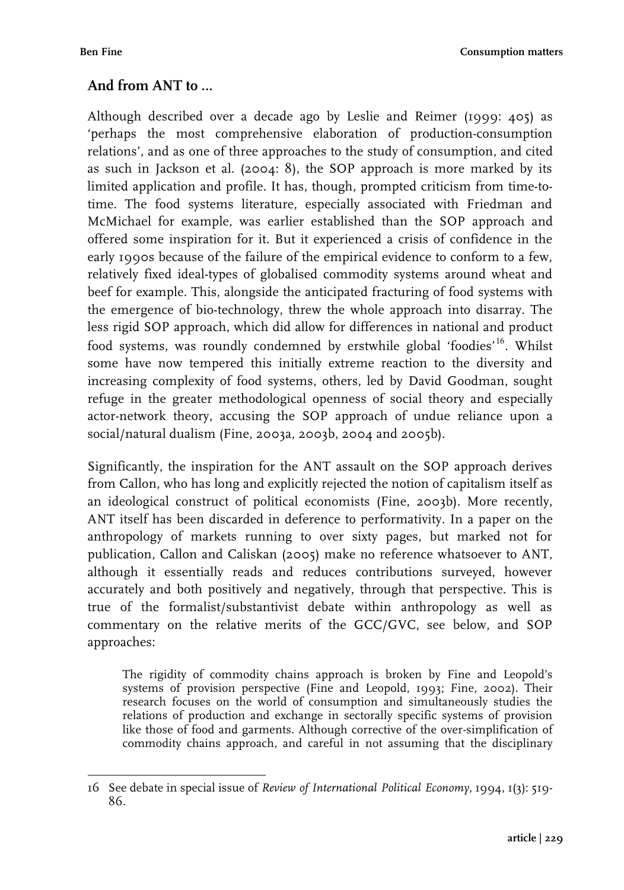## And from ANT to ...

Although described over a decade ago by Leslie and Reimer (1999: 405) as 'perhaps the most comprehensive elaboration of production-consumption relations', and as one of three approaches to the study of consumption, and cited as such in Jackson et al. (2004: 8), the SOP approach is more marked by its limited application and profile. It has, though, prompted criticism from time-to-time. The food systems literature, especially associated with Friedman and McMichael for example, was earlier established than the SOP approach and offered some inspiration for it. But it experienced a crisis of confidence in the early 1990s because of the failure of the empirical evidence to conform to a few, relatively fixed ideal-types of globalised commodity systems around wheat and beef for example. This, alongside the anticipated fracturing of food systems with the emergence of bio-technology, threw the whole approach into disarray. The less rigid SOP approach, which did allow for differences in national and product food systems, was roundly condemned by erstwhile global 'foodies'[16]. Whilst some have now tempered this initially extreme reaction to the diversity and increasing complexity of food systems, others, led by David Goodman, sought refuge in the greater methodological openness of social theory and especially actor-network theory, accusing the SOP approach of undue reliance upon a social/natural dualism (Fine, 2003a, 2003b, 2004 and 2005b).

Significantly, the inspiration for the ANT assault on the SOP approach derives from Callon, who has long and explicitly rejected the notion of capitalism itself as an ideological construct of political economists (Fine, 2003b). More recently, ANT itself has been discarded in deference to performativity. In a paper on the anthropology of markets running to over sixty pages, but marked not for publication, Callon and Caliskan (2005) make no reference whatsoever to ANT, although it essentially reads and reduces contributions surveyed, however accurately and both positively and negatively, through that perspective. This is true of the formalist/substantivist debate within anthropology as well as commentary on the relative merits of the GCC/GVC, see below, and SOP approaches:

> The rigidity of commodity chains approach is broken by Fine and Leopold's systems of provision perspective (Fine and Leopold, 1993; Fine, 2002). Their research focuses on the world of consumption and simultaneously studies the relations of production and exchange in sectorally specific systems of provision like those of food and garments. Although corrective of the over-simplification of commodity chains approach, and careful in not assuming that the disciplinary

16 See debate in special issue of *Review of International Political Economy*, 1994, 1(3): 519-86.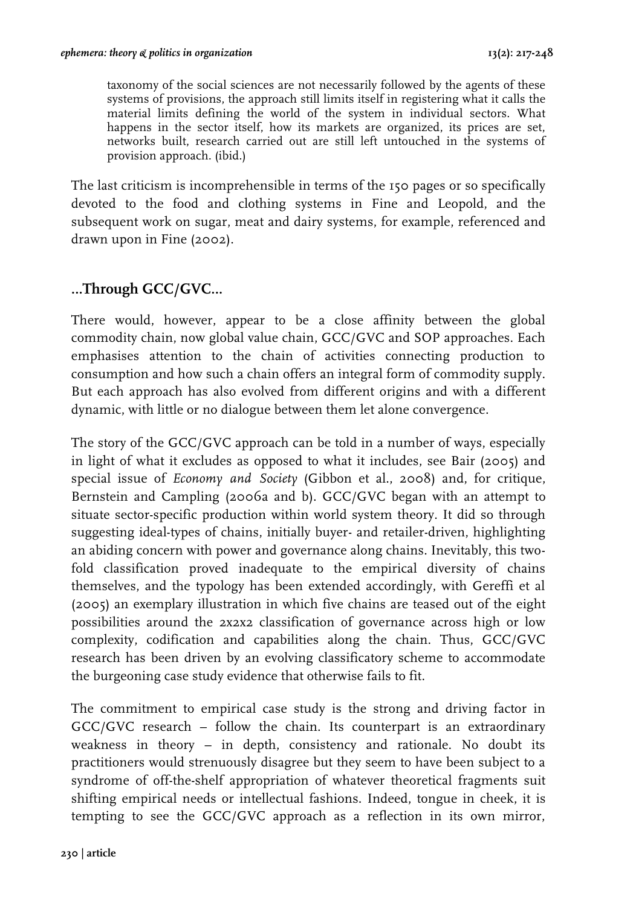> taxonomy of the social sciences are not necessarily followed by the agents of these systems of provisions, the approach still limits itself in registering what it calls the material limits defining the world of the system in individual sectors. What happens in the sector itself, how its markets are organized, its prices are set, networks built, research carried out are still left untouched in the systems of provision approach. (ibid.)

The last criticism is incomprehensible in terms of the 150 pages or so specifically devoted to the food and clothing systems in Fine and Leopold, and the subsequent work on sugar, meat and dairy systems, for example, referenced and drawn upon in Fine (2002).

## ...Through GCC/GVC...

There would, however, appear to be a close affinity between the global commodity chain, now global value chain, GCC/GVC and SOP approaches. Each emphasises attention to the chain of activities connecting production to consumption and how such a chain offers an integral form of commodity supply. But each approach has also evolved from different origins and with a different dynamic, with little or no dialogue between them let alone convergence.

The story of the GCC/GVC approach can be told in a number of ways, especially in light of what it excludes as opposed to what it includes, see Bair (2005) and special issue of *Economy and Society* (Gibbon et al., 2008) and, for critique, Bernstein and Campling (2006a and b). GCC/GVC began with an attempt to situate sector-specific production within world system theory. It did so through suggesting ideal-types of chains, initially buyer- and retailer-driven, highlighting an abiding concern with power and governance along chains. Inevitably, this two-fold classification proved inadequate to the empirical diversity of chains themselves, and the typology has been extended accordingly, with Gereffi et al (2005) an exemplary illustration in which five chains are teased out of the eight possibilities around the 2x2x2 classification of governance across high or low complexity, codification and capabilities along the chain. Thus, GCC/GVC research has been driven by an evolving classificatory scheme to accommodate the burgeoning case study evidence that otherwise fails to fit.

The commitment to empirical case study is the strong and driving factor in GCC/GVC research – follow the chain. Its counterpart is an extraordinary weakness in theory – in depth, consistency and rationale. No doubt its practitioners would strenuously disagree but they seem to have been subject to a syndrome of off-the-shelf appropriation of whatever theoretical fragments suit shifting empirical needs or intellectual fashions. Indeed, tongue in cheek, it is tempting to see the GCC/GVC approach as a reflection in its own mirror,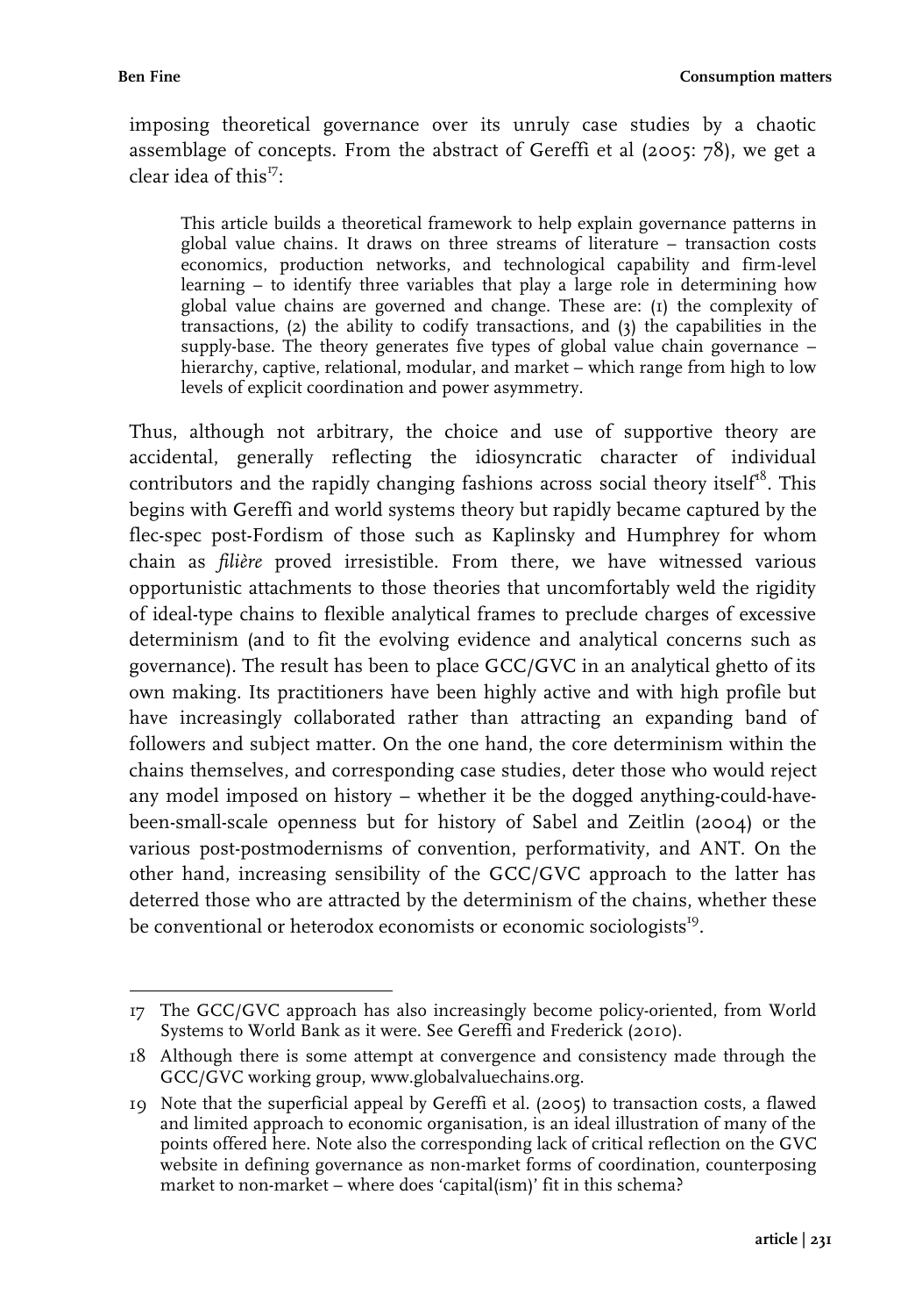imposing theoretical governance over its unruly case studies by a chaotic assemblage of concepts. From the abstract of Gereffi et al (2005: 78), we get a clear idea of this[17]:

> This article builds a theoretical framework to help explain governance patterns in global value chains. It draws on three streams of literature – transaction costs economics, production networks, and technological capability and firm-level learning – to identify three variables that play a large role in determining how global value chains are governed and change. These are: (1) the complexity of transactions, (2) the ability to codify transactions, and (3) the capabilities in the supply-base. The theory generates five types of global value chain governance – hierarchy, captive, relational, modular, and market – which range from high to low levels of explicit coordination and power asymmetry.

Thus, although not arbitrary, the choice and use of supportive theory are accidental, generally reflecting the idiosyncratic character of individual contributors and the rapidly changing fashions across social theory itself[18]. This begins with Gereffi and world systems theory but rapidly became captured by the flec-spec post-Fordism of those such as Kaplinsky and Humphrey for whom chain as *filière* proved irresistible. From there, we have witnessed various opportunistic attachments to those theories that uncomfortably weld the rigidity of ideal-type chains to flexible analytical frames to preclude charges of excessive determinism (and to fit the evolving evidence and analytical concerns such as governance). The result has been to place GCC/GVC in an analytical ghetto of its own making. Its practitioners have been highly active and with high profile but have increasingly collaborated rather than attracting an expanding band of followers and subject matter. On the one hand, the core determinism within the chains themselves, and corresponding case studies, deter those who would reject any model imposed on history – whether it be the dogged anything-could-have-been-small-scale openness but for history of Sabel and Zeitlin (2004) or the various post-postmodernisms of convention, performativity, and ANT. On the other hand, increasing sensibility of the GCC/GVC approach to the latter has deterred those who are attracted by the determinism of the chains, whether these be conventional or heterodox economists or economic sociologists[19].

---

17 The GCC/GVC approach has also increasingly become policy-oriented, from World Systems to World Bank as it were. See Gereffi and Frederick (2010).

18 Although there is some attempt at convergence and consistency made through the GCC/GVC working group, www.globalvaluechains.org.

19 Note that the superficial appeal by Gereffi et al. (2005) to transaction costs, a flawed and limited approach to economic organisation, is an ideal illustration of many of the points offered here. Note also the corresponding lack of critical reflection on the GVC website in defining governance as non-market forms of coordination, counterposing market to non-market – where does 'capital(ism)' fit in this schema?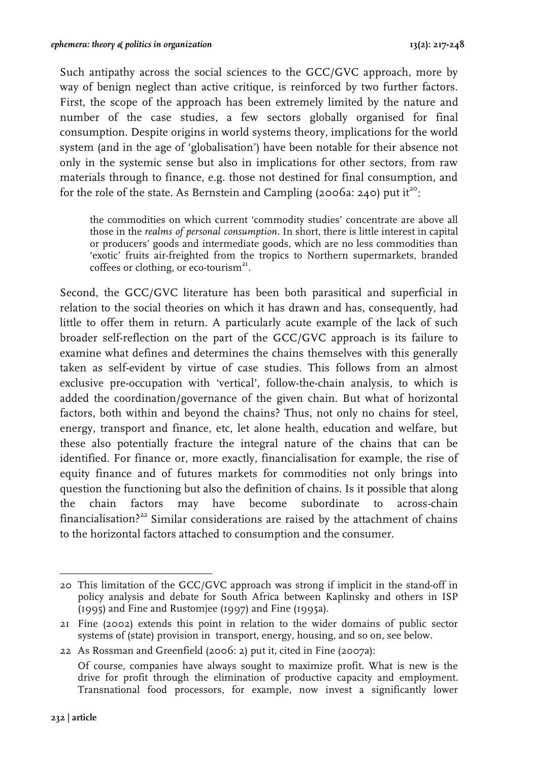Such antipathy across the social sciences to the GCC/GVC approach, more by way of benign neglect than active critique, is reinforced by two further factors. First, the scope of the approach has been extremely limited by the nature and number of the case studies, a few sectors globally organised for final consumption. Despite origins in world systems theory, implications for the world system (and in the age of 'globalisation') have been notable for their absence not only in the systemic sense but also in implications for other sectors, from raw materials through to finance, e.g. those not destined for final consumption, and for the role of the state. As Bernstein and Campling (2006a: 240) put it[20]:

> the commodities on which current 'commodity studies' concentrate are above all those in the *realms of personal consumption*. In short, there is little interest in capital or producers' goods and intermediate goods, which are no less commodities than 'exotic' fruits air-freighted from the tropics to Northern supermarkets, branded coffees or clothing, or eco-tourism[21].

Second, the GCC/GVC literature has been both parasitical and superficial in relation to the social theories on which it has drawn and has, consequently, had little to offer them in return. A particularly acute example of the lack of such broader self-reflection on the part of the GCC/GVC approach is its failure to examine what defines and determines the chains themselves with this generally taken as self-evident by virtue of case studies. This follows from an almost exclusive pre-occupation with 'vertical', follow-the-chain analysis, to which is added the coordination/governance of the given chain. But what of horizontal factors, both within and beyond the chains? Thus, not only no chains for steel, energy, transport and finance, etc, let alone health, education and welfare, but these also potentially fracture the integral nature of the chains that can be identified. For finance or, more exactly, financialisation for example, the rise of equity finance and of futures markets for commodities not only brings into question the functioning but also the definition of chains. Is it possible that along the chain factors may have become subordinate to across-chain financialisation?[22] Similar considerations are raised by the attachment of chains to the horizontal factors attached to consumption and the consumer.

---

20 This limitation of the GCC/GVC approach was strong if implicit in the stand-off in policy analysis and debate for South Africa between Kaplinsky and others in ISP (1995) and Fine and Rustomjee (1997) and Fine (1995a).

21 Fine (2002) extends this point in relation to the wider domains of public sector systems of (state) provision in transport, energy, housing, and so on, see below.

22 As Rossman and Greenfield (2006: 2) put it, cited in Fine (2007a):

> Of course, companies have always sought to maximize profit. What is new is the drive for profit through the elimination of productive capacity and employment. Transnational food processors, for example, now invest a significantly lower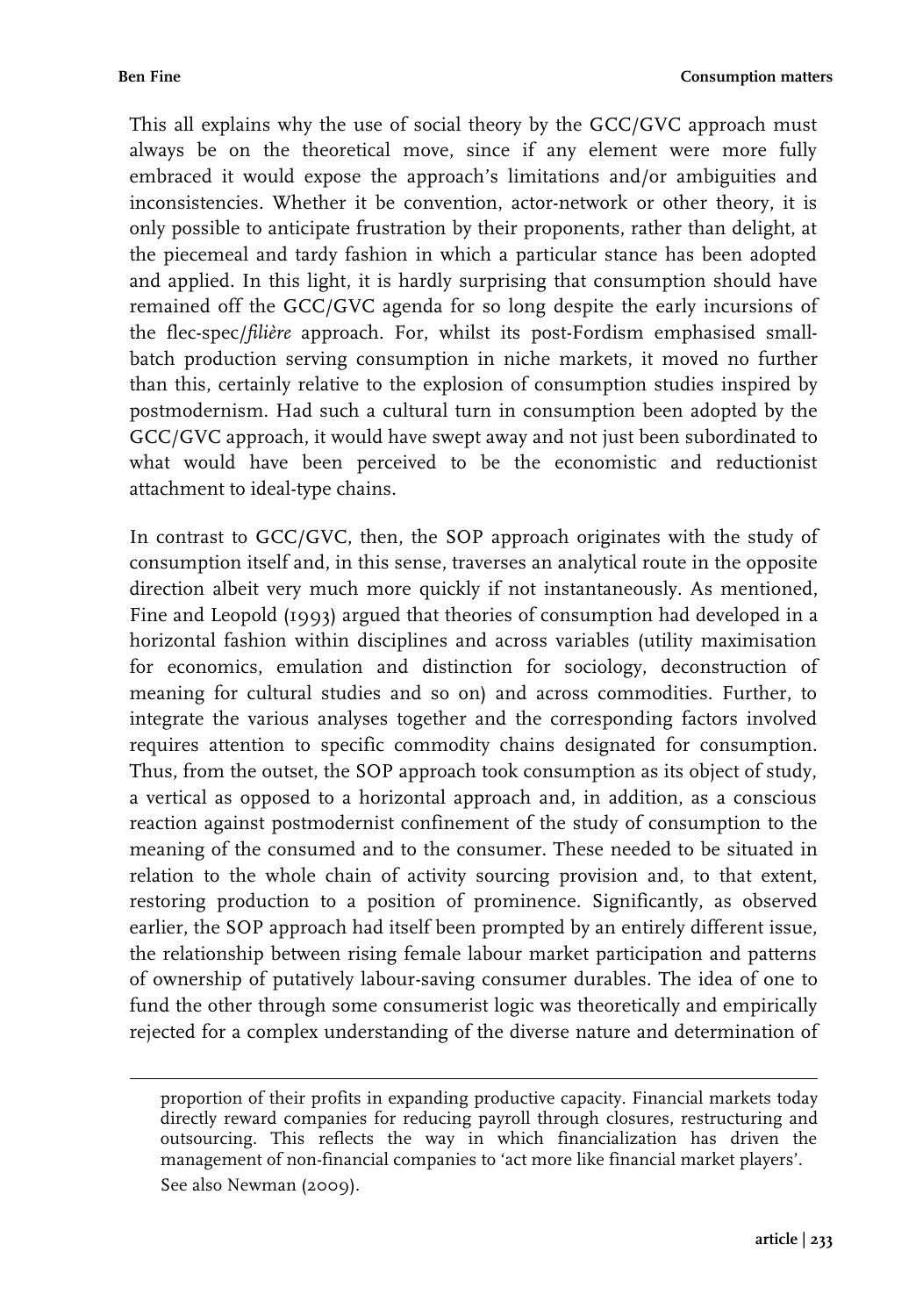This all explains why the use of social theory by the GCC/GVC approach must always be on the theoretical move, since if any element were more fully embraced it would expose the approach's limitations and/or ambiguities and inconsistencies. Whether it be convention, actor-network or other theory, it is only possible to anticipate frustration by their proponents, rather than delight, at the piecemeal and tardy fashion in which a particular stance has been adopted and applied. In this light, it is hardly surprising that consumption should have remained off the GCC/GVC agenda for so long despite the early incursions of the flec-spec/*filière* approach. For, whilst its post-Fordism emphasised small-batch production serving consumption in niche markets, it moved no further than this, certainly relative to the explosion of consumption studies inspired by postmodernism. Had such a cultural turn in consumption been adopted by the GCC/GVC approach, it would have swept away and not just been subordinated to what would have been perceived to be the economistic and reductionist attachment to ideal-type chains.

In contrast to GCC/GVC, then, the SOP approach originates with the study of consumption itself and, in this sense, traverses an analytical route in the opposite direction albeit very much more quickly if not instantaneously. As mentioned, Fine and Leopold (1993) argued that theories of consumption had developed in a horizontal fashion within disciplines and across variables (utility maximisation for economics, emulation and distinction for sociology, deconstruction of meaning for cultural studies and so on) and across commodities. Further, to integrate the various analyses together and the corresponding factors involved requires attention to specific commodity chains designated for consumption. Thus, from the outset, the SOP approach took consumption as its object of study, a vertical as opposed to a horizontal approach and, in addition, as a conscious reaction against postmodernist confinement of the study of consumption to the meaning of the consumed and to the consumer. These needed to be situated in relation to the whole chain of activity sourcing provision and, to that extent, restoring production to a position of prominence. Significantly, as observed earlier, the SOP approach had itself been prompted by an entirely different issue, the relationship between rising female labour market participation and patterns of ownership of putatively labour-saving consumer durables. The idea of one to fund the other through some consumerist logic was theoretically and empirically rejected for a complex understanding of the diverse nature and determination of

---

proportion of their profits in expanding productive capacity. Financial markets today directly reward companies for reducing payroll through closures, restructuring and outsourcing. This reflects the way in which financialization has driven the management of non-financial companies to 'act more like financial market players'. See also Newman (2009).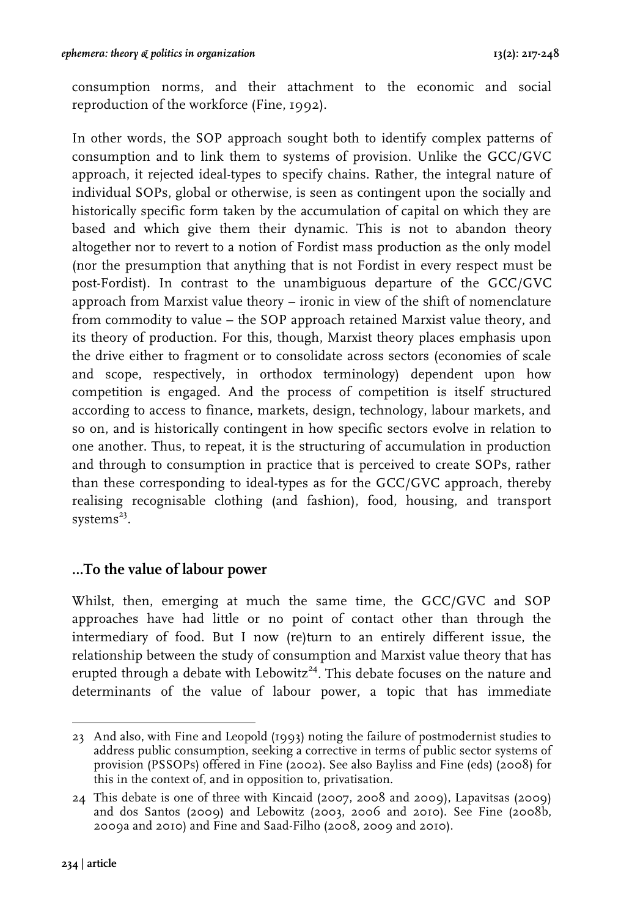consumption norms, and their attachment to the economic and social reproduction of the workforce (Fine, 1992).

In other words, the SOP approach sought both to identify complex patterns of consumption and to link them to systems of provision. Unlike the GCC/GVC approach, it rejected ideal-types to specify chains. Rather, the integral nature of individual SOPs, global or otherwise, is seen as contingent upon the socially and historically specific form taken by the accumulation of capital on which they are based and which give them their dynamic. This is not to abandon theory altogether nor to revert to a notion of Fordist mass production as the only model (nor the presumption that anything that is not Fordist in every respect must be post-Fordist). In contrast to the unambiguous departure of the GCC/GVC approach from Marxist value theory – ironic in view of the shift of nomenclature from commodity to value – the SOP approach retained Marxist value theory, and its theory of production. For this, though, Marxist theory places emphasis upon the drive either to fragment or to consolidate across sectors (economies of scale and scope, respectively, in orthodox terminology) dependent upon how competition is engaged. And the process of competition is itself structured according to access to finance, markets, design, technology, labour markets, and so on, and is historically contingent in how specific sectors evolve in relation to one another. Thus, to repeat, it is the structuring of accumulation in production and through to consumption in practice that is perceived to create SOPs, rather than these corresponding to ideal-types as for the GCC/GVC approach, thereby realising recognisable clothing (and fashion), food, housing, and transport systems[23].

## ...To the value of labour power

Whilst, then, emerging at much the same time, the GCC/GVC and SOP approaches have had little or no point of contact other than through the intermediary of food. But I now (re)turn to an entirely different issue, the relationship between the study of consumption and Marxist value theory that has erupted through a debate with Lebowitz[24]. This debate focuses on the nature and determinants of the value of labour power, a topic that has immediate

---

23 And also, with Fine and Leopold (1993) noting the failure of postmodernist studies to address public consumption, seeking a corrective in terms of public sector systems of provision (PSSOPs) offered in Fine (2002). See also Bayliss and Fine (eds) (2008) for this in the context of, and in opposition to, privatisation.

24 This debate is one of three with Kincaid (2007, 2008 and 2009), Lapavitsas (2009) and dos Santos (2009) and Lebowitz (2003, 2006 and 2010). See Fine (2008b, 2009a and 2010) and Fine and Saad-Filho (2008, 2009 and 2010).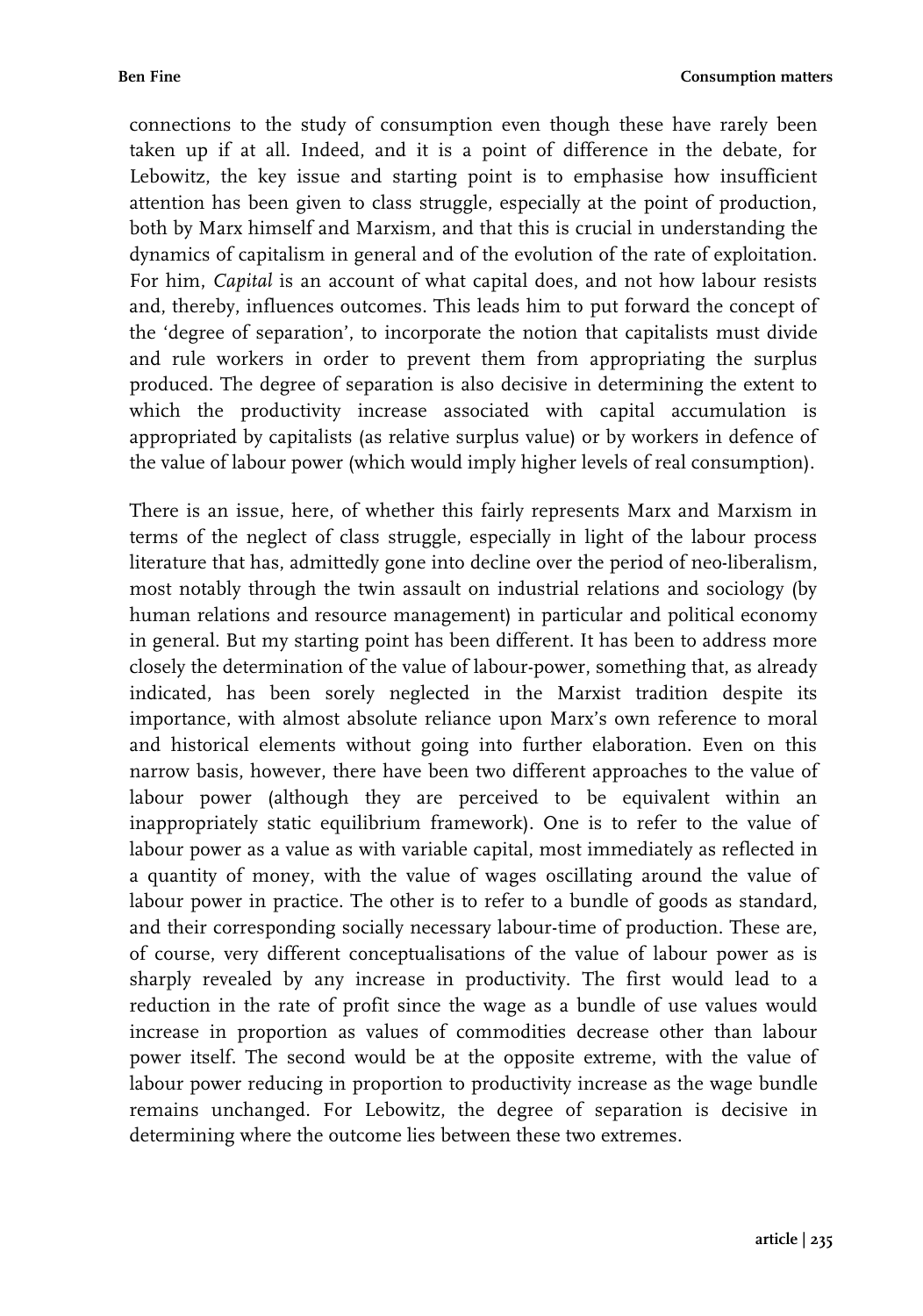connections to the study of consumption even though these have rarely been taken up if at all. Indeed, and it is a point of difference in the debate, for Lebowitz, the key issue and starting point is to emphasise how insufficient attention has been given to class struggle, especially at the point of production, both by Marx himself and Marxism, and that this is crucial in understanding the dynamics of capitalism in general and of the evolution of the rate of exploitation. For him, *Capital* is an account of what capital does, and not how labour resists and, thereby, influences outcomes. This leads him to put forward the concept of the 'degree of separation', to incorporate the notion that capitalists must divide and rule workers in order to prevent them from appropriating the surplus produced. The degree of separation is also decisive in determining the extent to which the productivity increase associated with capital accumulation is appropriated by capitalists (as relative surplus value) or by workers in defence of the value of labour power (which would imply higher levels of real consumption).

There is an issue, here, of whether this fairly represents Marx and Marxism in terms of the neglect of class struggle, especially in light of the labour process literature that has, admittedly gone into decline over the period of neo-liberalism, most notably through the twin assault on industrial relations and sociology (by human relations and resource management) in particular and political economy in general. But my starting point has been different. It has been to address more closely the determination of the value of labour-power, something that, as already indicated, has been sorely neglected in the Marxist tradition despite its importance, with almost absolute reliance upon Marx's own reference to moral and historical elements without going into further elaboration. Even on this narrow basis, however, there have been two different approaches to the value of labour power (although they are perceived to be equivalent within an inappropriately static equilibrium framework). One is to refer to the value of labour power as a value as with variable capital, most immediately as reflected in a quantity of money, with the value of wages oscillating around the value of labour power in practice. The other is to refer to a bundle of goods as standard, and their corresponding socially necessary labour-time of production. These are, of course, very different conceptualisations of the value of labour power as is sharply revealed by any increase in productivity. The first would lead to a reduction in the rate of profit since the wage as a bundle of use values would increase in proportion as values of commodities decrease other than labour power itself. The second would be at the opposite extreme, with the value of labour power reducing in proportion to productivity increase as the wage bundle remains unchanged. For Lebowitz, the degree of separation is decisive in determining where the outcome lies between these two extremes.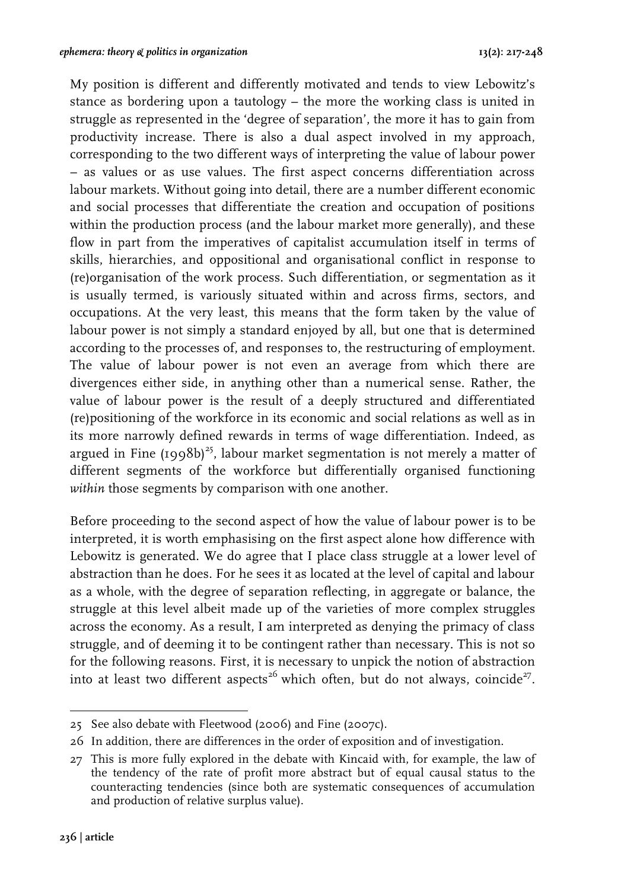My position is different and differently motivated and tends to view Lebowitz's stance as bordering upon a tautology – the more the working class is united in struggle as represented in the 'degree of separation', the more it has to gain from productivity increase. There is also a dual aspect involved in my approach, corresponding to the two different ways of interpreting the value of labour power – as values or as use values. The first aspect concerns differentiation across labour markets. Without going into detail, there are a number different economic and social processes that differentiate the creation and occupation of positions within the production process (and the labour market more generally), and these flow in part from the imperatives of capitalist accumulation itself in terms of skills, hierarchies, and oppositional and organisational conflict in response to (re)organisation of the work process. Such differentiation, or segmentation as it is usually termed, is variously situated within and across firms, sectors, and occupations. At the very least, this means that the form taken by the value of labour power is not simply a standard enjoyed by all, but one that is determined according to the processes of, and responses to, the restructuring of employment. The value of labour power is not even an average from which there are divergences either side, in anything other than a numerical sense. Rather, the value of labour power is the result of a deeply structured and differentiated (re)positioning of the workforce in its economic and social relations as well as in its more narrowly defined rewards in terms of wage differentiation. Indeed, as argued in Fine (1998b)[25], labour market segmentation is not merely a matter of different segments of the workforce but differentially organised functioning *within* those segments by comparison with one another.

Before proceeding to the second aspect of how the value of labour power is to be interpreted, it is worth emphasising on the first aspect alone how difference with Lebowitz is generated. We do agree that I place class struggle at a lower level of abstraction than he does. For he sees it as located at the level of capital and labour as a whole, with the degree of separation reflecting, in aggregate or balance, the struggle at this level albeit made up of the varieties of more complex struggles across the economy. As a result, I am interpreted as denying the primacy of class struggle, and of deeming it to be contingent rather than necessary. This is not so for the following reasons. First, it is necessary to unpick the notion of abstraction into at least two different aspects[26] which often, but do not always, coincide[27].

25 See also debate with Fleetwood (2006) and Fine (2007c).

26 In addition, there are differences in the order of exposition and of investigation.

27 This is more fully explored in the debate with Kincaid with, for example, the law of the tendency of the rate of profit more abstract but of equal causal status to the counteracting tendencies (since both are systematic consequences of accumulation and production of relative surplus value).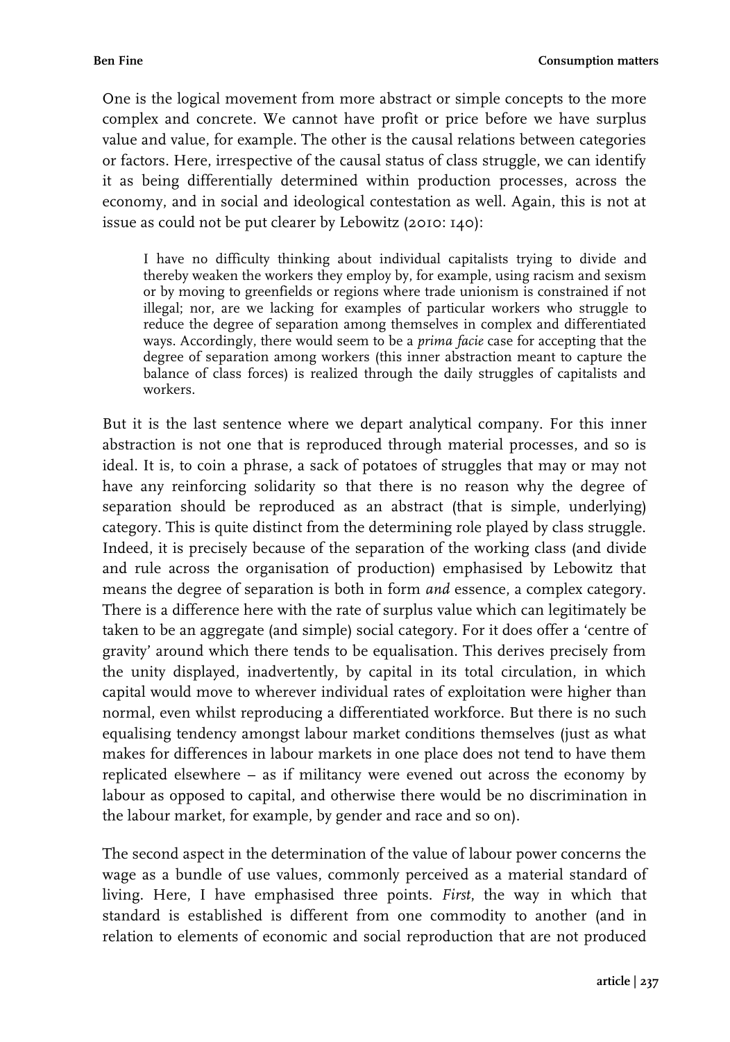One is the logical movement from more abstract or simple concepts to the more complex and concrete. We cannot have profit or price before we have surplus value and value, for example. The other is the causal relations between categories or factors. Here, irrespective of the causal status of class struggle, we can identify it as being differentially determined within production processes, across the economy, and in social and ideological contestation as well. Again, this is not at issue as could not be put clearer by Lebowitz (2010: 140):

> I have no difficulty thinking about individual capitalists trying to divide and thereby weaken the workers they employ by, for example, using racism and sexism or by moving to greenfields or regions where trade unionism is constrained if not illegal; nor, are we lacking for examples of particular workers who struggle to reduce the degree of separation among themselves in complex and differentiated ways. Accordingly, there would seem to be a *prima facie* case for accepting that the degree of separation among workers (this inner abstraction meant to capture the balance of class forces) is realized through the daily struggles of capitalists and workers.

But it is the last sentence where we depart analytical company. For this inner abstraction is not one that is reproduced through material processes, and so is ideal. It is, to coin a phrase, a sack of potatoes of struggles that may or may not have any reinforcing solidarity so that there is no reason why the degree of separation should be reproduced as an abstract (that is simple, underlying) category. This is quite distinct from the determining role played by class struggle. Indeed, it is precisely because of the separation of the working class (and divide and rule across the organisation of production) emphasised by Lebowitz that means the degree of separation is both in form *and* essence, a complex category. There is a difference here with the rate of surplus value which can legitimately be taken to be an aggregate (and simple) social category. For it does offer a 'centre of gravity' around which there tends to be equalisation. This derives precisely from the unity displayed, inadvertently, by capital in its total circulation, in which capital would move to wherever individual rates of exploitation were higher than normal, even whilst reproducing a differentiated workforce. But there is no such equalising tendency amongst labour market conditions themselves (just as what makes for differences in labour markets in one place does not tend to have them replicated elsewhere – as if militancy were evened out across the economy by labour as opposed to capital, and otherwise there would be no discrimination in the labour market, for example, by gender and race and so on).

The second aspect in the determination of the value of labour power concerns the wage as a bundle of use values, commonly perceived as a material standard of living. Here, I have emphasised three points. *First*, the way in which that standard is established is different from one commodity to another (and in relation to elements of economic and social reproduction that are not produced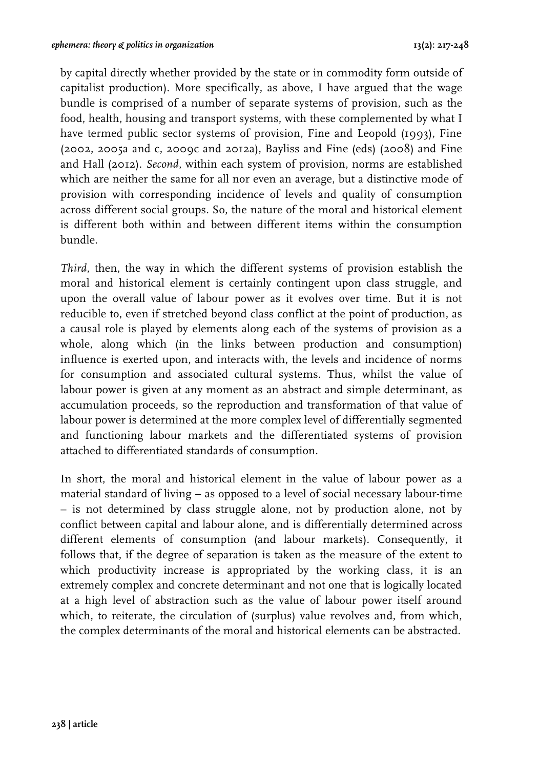by capital directly whether provided by the state or in commodity form outside of capitalist production). More specifically, as above, I have argued that the wage bundle is comprised of a number of separate systems of provision, such as the food, health, housing and transport systems, with these complemented by what I have termed public sector systems of provision, Fine and Leopold (1993), Fine (2002, 2005a and c, 2009c and 2012a), Bayliss and Fine (eds) (2008) and Fine and Hall (2012). *Second*, within each system of provision, norms are established which are neither the same for all nor even an average, but a distinctive mode of provision with corresponding incidence of levels and quality of consumption across different social groups. So, the nature of the moral and historical element is different both within and between different items within the consumption bundle.

*Third*, then, the way in which the different systems of provision establish the moral and historical element is certainly contingent upon class struggle, and upon the overall value of labour power as it evolves over time. But it is not reducible to, even if stretched beyond class conflict at the point of production, as a causal role is played by elements along each of the systems of provision as a whole, along which (in the links between production and consumption) influence is exerted upon, and interacts with, the levels and incidence of norms for consumption and associated cultural systems. Thus, whilst the value of labour power is given at any moment as an abstract and simple determinant, as accumulation proceeds, so the reproduction and transformation of that value of labour power is determined at the more complex level of differentially segmented and functioning labour markets and the differentiated systems of provision attached to differentiated standards of consumption.

In short, the moral and historical element in the value of labour power as a material standard of living – as opposed to a level of social necessary labour-time – is not determined by class struggle alone, not by production alone, not by conflict between capital and labour alone, and is differentially determined across different elements of consumption (and labour markets). Consequently, it follows that, if the degree of separation is taken as the measure of the extent to which productivity increase is appropriated by the working class, it is an extremely complex and concrete determinant and not one that is logically located at a high level of abstraction such as the value of labour power itself around which, to reiterate, the circulation of (surplus) value revolves and, from which, the complex determinants of the moral and historical elements can be abstracted.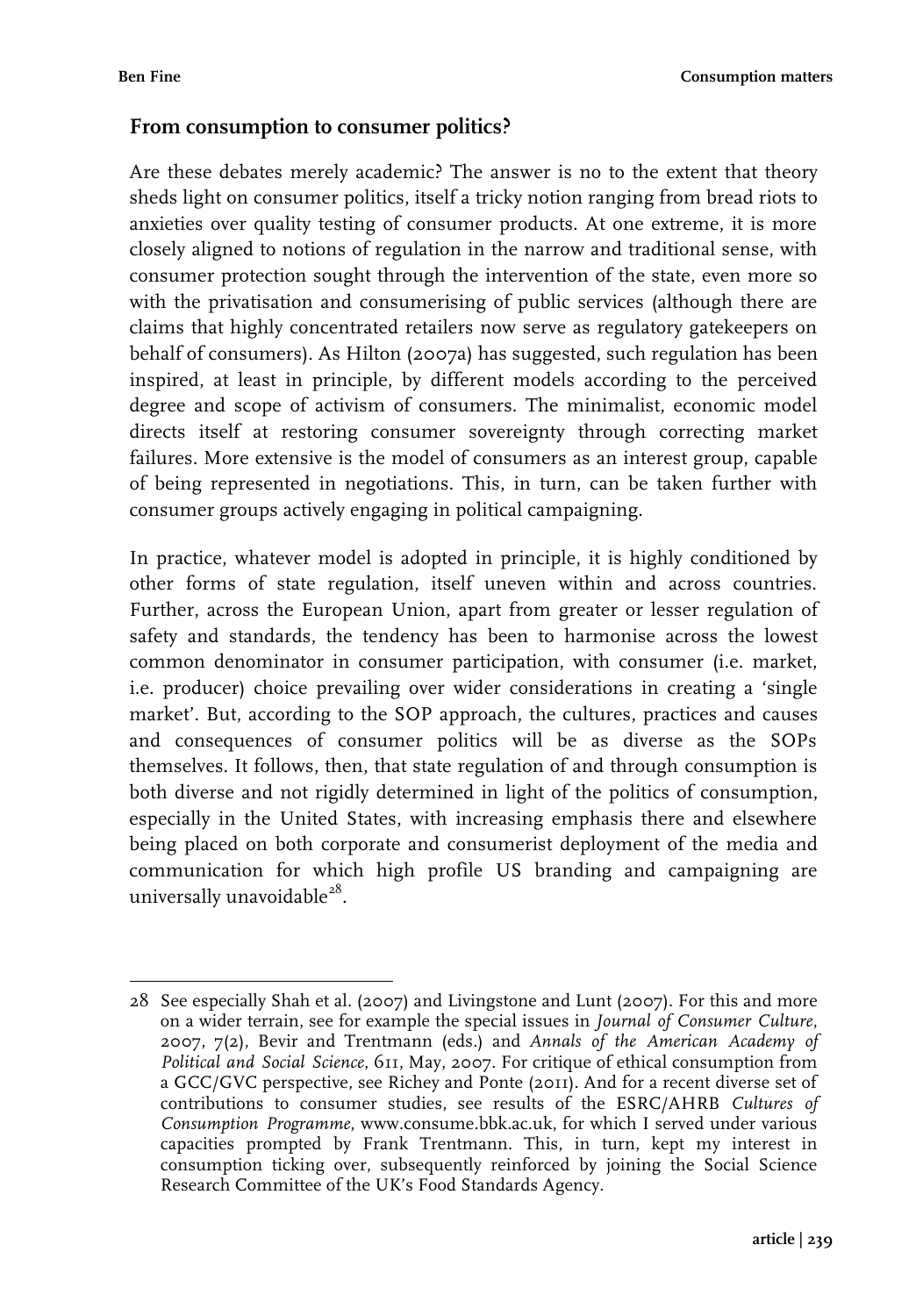## From consumption to consumer politics?

Are these debates merely academic? The answer is no to the extent that theory sheds light on consumer politics, itself a tricky notion ranging from bread riots to anxieties over quality testing of consumer products. At one extreme, it is more closely aligned to notions of regulation in the narrow and traditional sense, with consumer protection sought through the intervention of the state, even more so with the privatisation and consumerising of public services (although there are claims that highly concentrated retailers now serve as regulatory gatekeepers on behalf of consumers). As Hilton (2007a) has suggested, such regulation has been inspired, at least in principle, by different models according to the perceived degree and scope of activism of consumers. The minimalist, economic model directs itself at restoring consumer sovereignty through correcting market failures. More extensive is the model of consumers as an interest group, capable of being represented in negotiations. This, in turn, can be taken further with consumer groups actively engaging in political campaigning.

In practice, whatever model is adopted in principle, it is highly conditioned by other forms of state regulation, itself uneven within and across countries. Further, across the European Union, apart from greater or lesser regulation of safety and standards, the tendency has been to harmonise across the lowest common denominator in consumer participation, with consumer (i.e. market, i.e. producer) choice prevailing over wider considerations in creating a 'single market'. But, according to the SOP approach, the cultures, practices and causes and consequences of consumer politics will be as diverse as the SOPs themselves. It follows, then, that state regulation of and through consumption is both diverse and not rigidly determined in light of the politics of consumption, especially in the United States, with increasing emphasis there and elsewhere being placed on both corporate and consumerist deployment of the media and communication for which high profile US branding and campaigning are universally unavoidable[28].

---

28 See especially Shah et al. (2007) and Livingstone and Lunt (2007). For this and more on a wider terrain, see for example the special issues in *Journal of Consumer Culture*, 2007, 7(2), Bevir and Trentmann (eds.) and *Annals of the American Academy of Political and Social Science*, 611, May, 2007. For critique of ethical consumption from a GCC/GVC perspective, see Richey and Ponte (2011). And for a recent diverse set of contributions to consumer studies, see results of the ESRC/AHRB *Cultures of Consumption Programme*, www.consume.bbk.ac.uk, for which I served under various capacities prompted by Frank Trentmann. This, in turn, kept my interest in consumption ticking over, subsequently reinforced by joining the Social Science Research Committee of the UK's Food Standards Agency.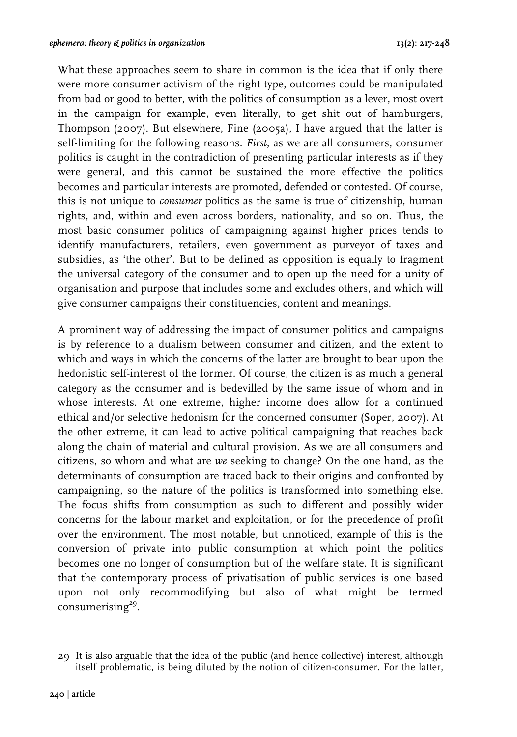What these approaches seem to share in common is the idea that if only there were more consumer activism of the right type, outcomes could be manipulated from bad or good to better, with the politics of consumption as a lever, most overt in the campaign for example, even literally, to get shit out of hamburgers, Thompson (2007). But elsewhere, Fine (2005a), I have argued that the latter is self-limiting for the following reasons. *First,* as we are all consumers, consumer politics is caught in the contradiction of presenting particular interests as if they were general, and this cannot be sustained the more effective the politics becomes and particular interests are promoted, defended or contested. Of course, this is not unique to *consumer* politics as the same is true of citizenship, human rights, and, within and even across borders, nationality, and so on. Thus, the most basic consumer politics of campaigning against higher prices tends to identify manufacturers, retailers, even government as purveyor of taxes and subsidies, as 'the other'. But to be defined as opposition is equally to fragment the universal category of the consumer and to open up the need for a unity of organisation and purpose that includes some and excludes others, and which will give consumer campaigns their constituencies, content and meanings.

A prominent way of addressing the impact of consumer politics and campaigns is by reference to a dualism between consumer and citizen, and the extent to which and ways in which the concerns of the latter are brought to bear upon the hedonistic self-interest of the former. Of course, the citizen is as much a general category as the consumer and is bedevilled by the same issue of whom and in whose interests. At one extreme, higher income does allow for a continued ethical and/or selective hedonism for the concerned consumer (Soper, 2007). At the other extreme, it can lead to active political campaigning that reaches back along the chain of material and cultural provision. As we are all consumers and citizens, so whom and what are *we* seeking to change? On the one hand, as the determinants of consumption are traced back to their origins and confronted by campaigning, so the nature of the politics is transformed into something else. The focus shifts from consumption as such to different and possibly wider concerns for the labour market and exploitation, or for the precedence of profit over the environment. The most notable, but unnoticed, example of this is the conversion of private into public consumption at which point the politics becomes one no longer of consumption but of the welfare state. It is significant that the contemporary process of privatisation of public services is one based upon not only recommodifying but also of what might be termed consumerising[29].

---

29 It is also arguable that the idea of the public (and hence collective) interest, although itself problematic, is being diluted by the notion of citizen-consumer. For the latter,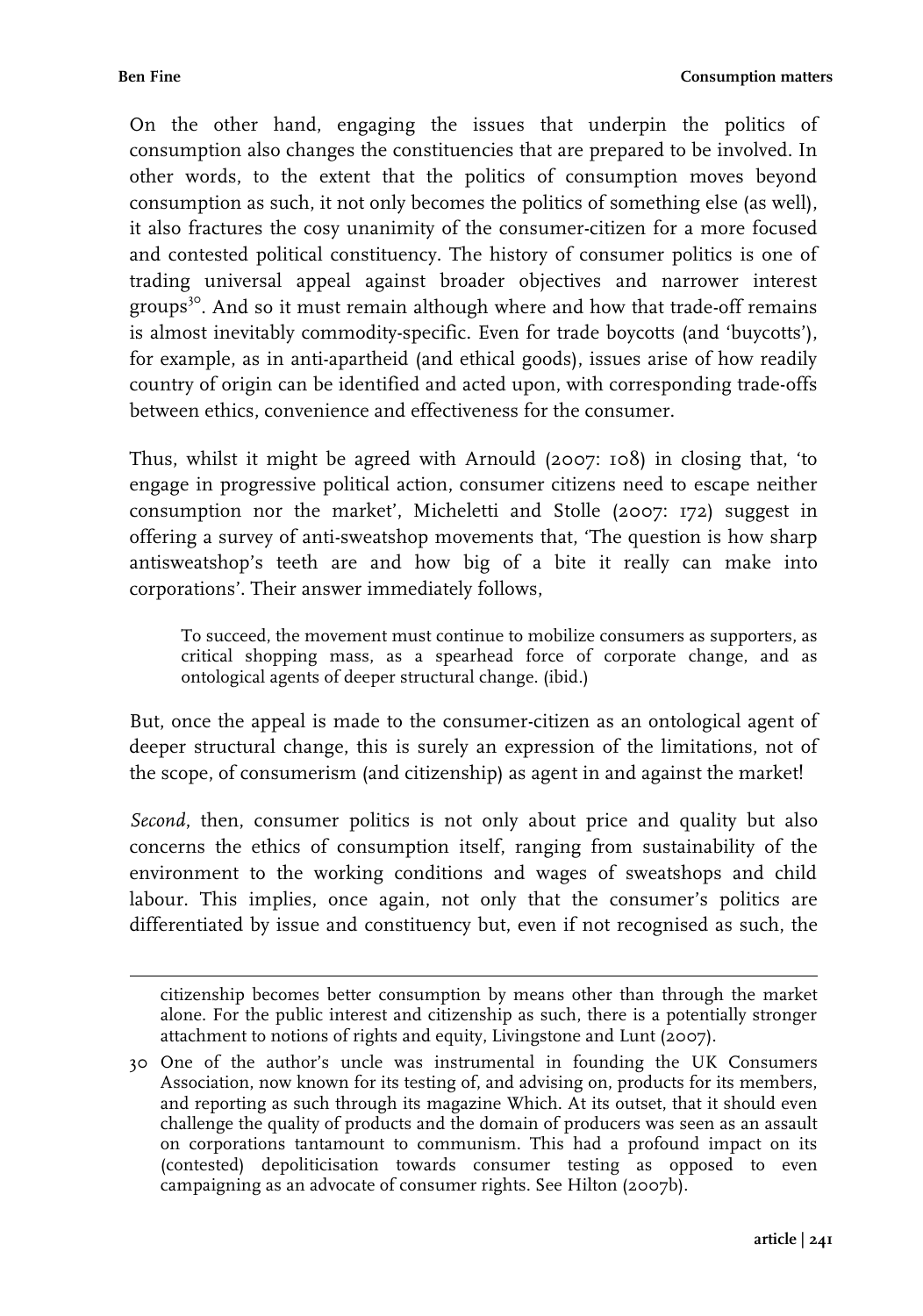On the other hand, engaging the issues that underpin the politics of consumption also changes the constituencies that are prepared to be involved. In other words, to the extent that the politics of consumption moves beyond consumption as such, it not only becomes the politics of something else (as well), it also fractures the cosy unanimity of the consumer-citizen for a more focused and contested political constituency. The history of consumer politics is one of trading universal appeal against broader objectives and narrower interest groups[30]. And so it must remain although where and how that trade-off remains is almost inevitably commodity-specific. Even for trade boycotts (and 'buycotts'), for example, as in anti-apartheid (and ethical goods), issues arise of how readily country of origin can be identified and acted upon, with corresponding trade-offs between ethics, convenience and effectiveness for the consumer.

Thus, whilst it might be agreed with Arnould (2007: 108) in closing that, 'to engage in progressive political action, consumer citizens need to escape neither consumption nor the market', Micheletti and Stolle (2007: 172) suggest in offering a survey of anti-sweatshop movements that, 'The question is how sharp antisweatshop's teeth are and how big of a bite it really can make into corporations'. Their answer immediately follows,

> To succeed, the movement must continue to mobilize consumers as supporters, as critical shopping mass, as a spearhead force of corporate change, and as ontological agents of deeper structural change. (ibid.)

But, once the appeal is made to the consumer-citizen as an ontological agent of deeper structural change, this is surely an expression of the limitations, not of the scope, of consumerism (and citizenship) as agent in and against the market!

*Second*, then, consumer politics is not only about price and quality but also concerns the ethics of consumption itself, ranging from sustainability of the environment to the working conditions and wages of sweatshops and child labour. This implies, once again, not only that the consumer's politics are differentiated by issue and constituency but, even if not recognised as such, the

---

citizenship becomes better consumption by means other than through the market alone. For the public interest and citizenship as such, there is a potentially stronger attachment to notions of rights and equity, Livingstone and Lunt (2007).

30 One of the author's uncle was instrumental in founding the UK Consumers Association, now known for its testing of, and advising on, products for its members, and reporting as such through its magazine Which. At its outset, that it should even challenge the quality of products and the domain of producers was seen as an assault on corporations tantamount to communism. This had a profound impact on its (contested) depoliticisation towards consumer testing as opposed to even campaigning as an advocate of consumer rights. See Hilton (2007b).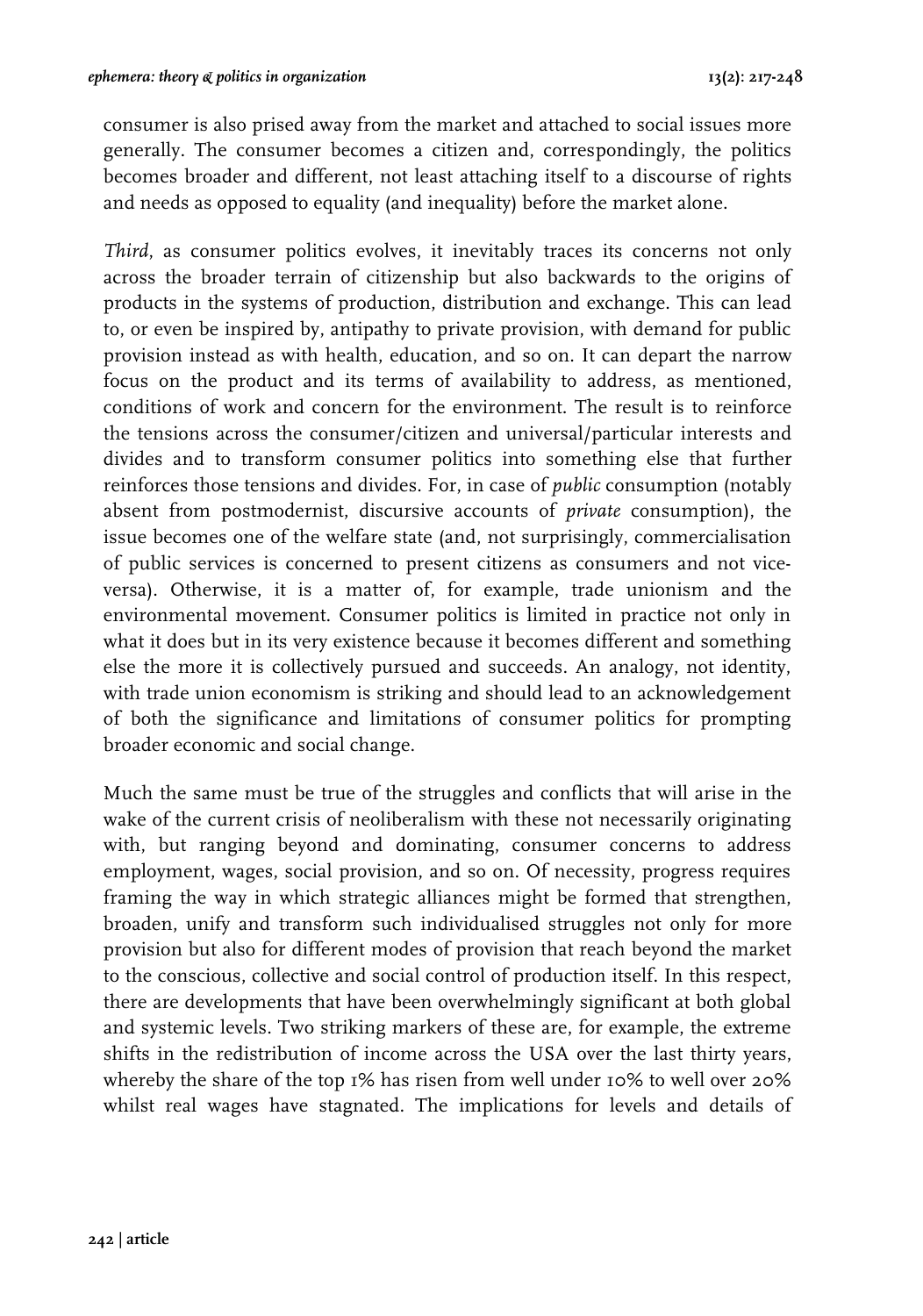consumer is also prised away from the market and attached to social issues more generally. The consumer becomes a citizen and, correspondingly, the politics becomes broader and different, not least attaching itself to a discourse of rights and needs as opposed to equality (and inequality) before the market alone.

*Third*, as consumer politics evolves, it inevitably traces its concerns not only across the broader terrain of citizenship but also backwards to the origins of products in the systems of production, distribution and exchange. This can lead to, or even be inspired by, antipathy to private provision, with demand for public provision instead as with health, education, and so on. It can depart the narrow focus on the product and its terms of availability to address, as mentioned, conditions of work and concern for the environment. The result is to reinforce the tensions across the consumer/citizen and universal/particular interests and divides and to transform consumer politics into something else that further reinforces those tensions and divides. For, in case of *public* consumption (notably absent from postmodernist, discursive accounts of *private* consumption), the issue becomes one of the welfare state (and, not surprisingly, commercialisation of public services is concerned to present citizens as consumers and not vice-versa). Otherwise, it is a matter of, for example, trade unionism and the environmental movement. Consumer politics is limited in practice not only in what it does but in its very existence because it becomes different and something else the more it is collectively pursued and succeeds. An analogy, not identity, with trade union economism is striking and should lead to an acknowledgement of both the significance and limitations of consumer politics for prompting broader economic and social change.

Much the same must be true of the struggles and conflicts that will arise in the wake of the current crisis of neoliberalism with these not necessarily originating with, but ranging beyond and dominating, consumer concerns to address employment, wages, social provision, and so on. Of necessity, progress requires framing the way in which strategic alliances might be formed that strengthen, broaden, unify and transform such individualised struggles not only for more provision but also for different modes of provision that reach beyond the market to the conscious, collective and social control of production itself. In this respect, there are developments that have been overwhelmingly significant at both global and systemic levels. Two striking markers of these are, for example, the extreme shifts in the redistribution of income across the USA over the last thirty years, whereby the share of the top 1% has risen from well under 10% to well over 20% whilst real wages have stagnated. The implications for levels and details of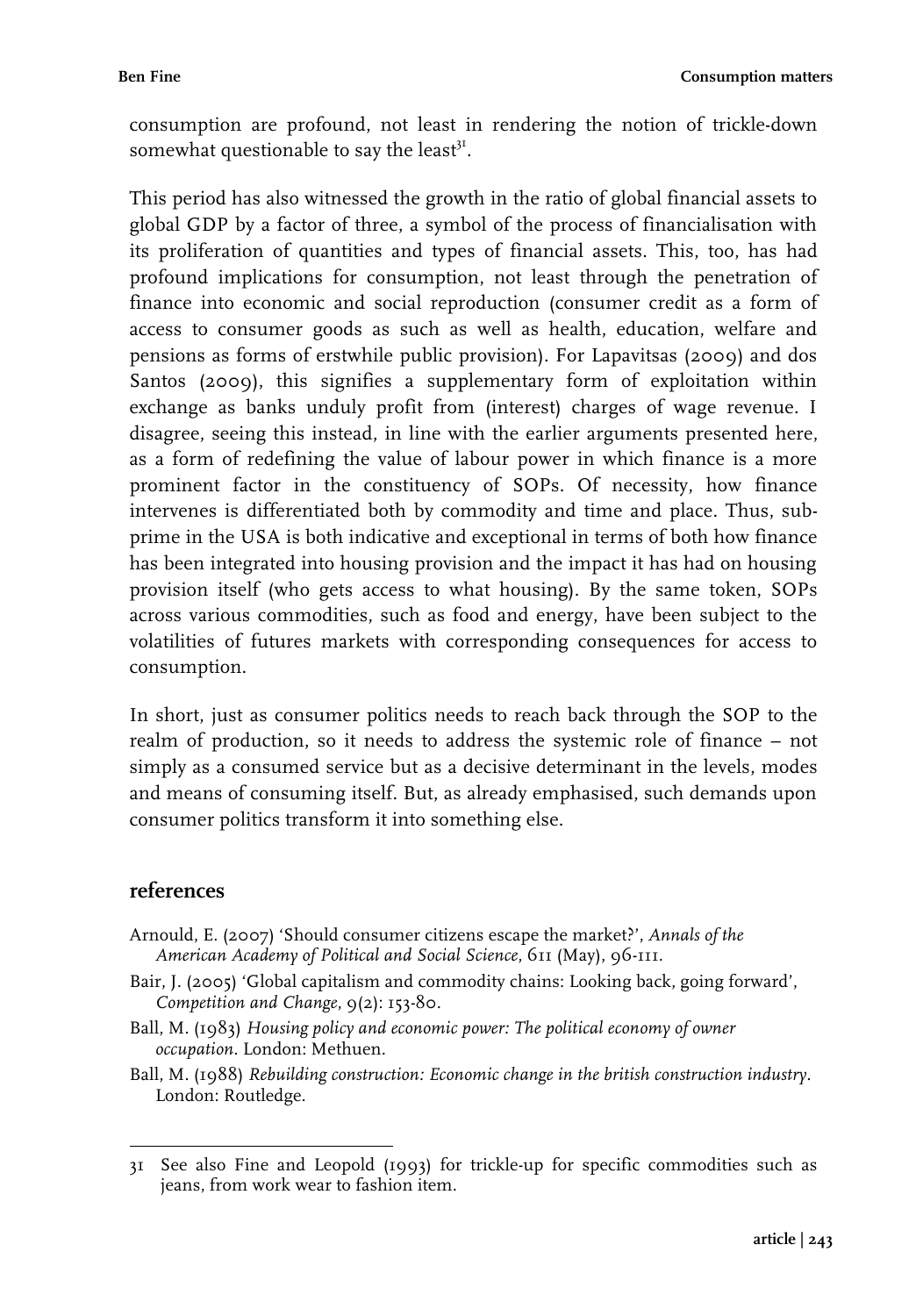consumption are profound, not least in rendering the notion of trickle-down somewhat questionable to say the least[31].

This period has also witnessed the growth in the ratio of global financial assets to global GDP by a factor of three, a symbol of the process of financialisation with its proliferation of quantities and types of financial assets. This, too, has had profound implications for consumption, not least through the penetration of finance into economic and social reproduction (consumer credit as a form of access to consumer goods as such as well as health, education, welfare and pensions as forms of erstwhile public provision). For Lapavitsas (2009) and dos Santos (2009), this signifies a supplementary form of exploitation within exchange as banks unduly profit from (interest) charges of wage revenue. I disagree, seeing this instead, in line with the earlier arguments presented here, as a form of redefining the value of labour power in which finance is a more prominent factor in the constituency of SOPs. Of necessity, how finance intervenes is differentiated both by commodity and time and place. Thus, sub-prime in the USA is both indicative and exceptional in terms of both how finance has been integrated into housing provision and the impact it has had on housing provision itself (who gets access to what housing). By the same token, SOPs across various commodities, such as food and energy, have been subject to the volatilities of futures markets with corresponding consequences for access to consumption.

In short, just as consumer politics needs to reach back through the SOP to the realm of production, so it needs to address the systemic role of finance – not simply as a consumed service but as a decisive determinant in the levels, modes and means of consuming itself. But, as already emphasised, such demands upon consumer politics transform it into something else.

## references

Arnould, E. (2007) 'Should consumer citizens escape the market?', *Annals of the American Academy of Political and Social Science*, 611 (May), 96-111.

Bair, J. (2005) 'Global capitalism and commodity chains: Looking back, going forward', *Competition and Change*, 9(2): 153-80.

Ball, M. (1983) *Housing policy and economic power: The political economy of owner occupation*. London: Methuen.

Ball, M. (1988) *Rebuilding construction: Economic change in the british construction industry*. London: Routledge.

---

31 See also Fine and Leopold (1993) for trickle-up for specific commodities such as jeans, from work wear to fashion item.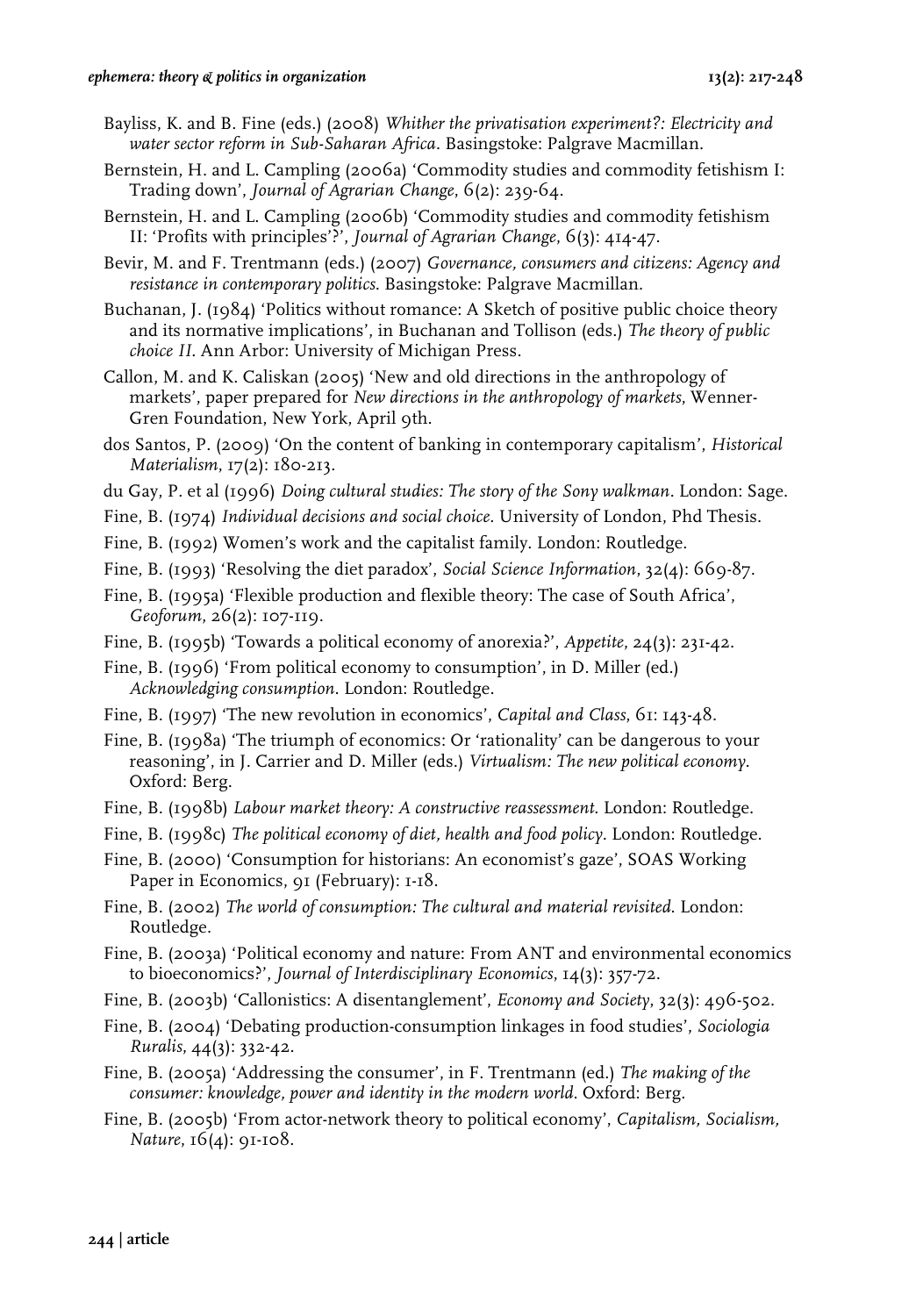Bayliss, K. and B. Fine (eds.) (2008) *Whither the privatisation experiment?: Electricity and water sector reform in Sub-Saharan Africa*. Basingstoke: Palgrave Macmillan.

Bernstein, H. and L. Campling (2006a) 'Commodity studies and commodity fetishism I: Trading down', *Journal of Agrarian Change*, 6(2): 239-64.

Bernstein, H. and L. Campling (2006b) 'Commodity studies and commodity fetishism II: 'Profits with principles'?', *Journal of Agrarian Change*, 6(3): 414-47.

Bevir, M. and F. Trentmann (eds.) (2007) *Governance, consumers and citizens: Agency and resistance in contemporary politics*. Basingstoke: Palgrave Macmillan.

Buchanan, J. (1984) 'Politics without romance: A Sketch of positive public choice theory and its normative implications', in Buchanan and Tollison (eds.) *The theory of public choice II*. Ann Arbor: University of Michigan Press.

Callon, M. and K. Caliskan (2005) 'New and old directions in the anthropology of markets', paper prepared for *New directions in the anthropology of markets*, Wenner-Gren Foundation, New York, April 9th.

dos Santos, P. (2009) 'On the content of banking in contemporary capitalism', *Historical Materialism*, 17(2): 180-213.

du Gay, P. et al (1996) *Doing cultural studies: The story of the Sony walkman*. London: Sage.

Fine, B. (1974) *Individual decisions and social choice*. University of London, Phd Thesis.

Fine, B. (1992) Women's work and the capitalist family. London: Routledge.

Fine, B. (1993) 'Resolving the diet paradox', *Social Science Information*, 32(4): 669-87.

Fine, B. (1995a) 'Flexible production and flexible theory: The case of South Africa', *Geoforum*, 26(2): 107-119.

Fine, B. (1995b) 'Towards a political economy of anorexia?', *Appetite*, 24(3): 231-42.

Fine, B. (1996) 'From political economy to consumption', in D. Miller (ed.) *Acknowledging consumption*. London: Routledge.

Fine, B. (1997) 'The new revolution in economics', *Capital and Class*, 61: 143-48.

Fine, B. (1998a) 'The triumph of economics: Or 'rationality' can be dangerous to your reasoning', in J. Carrier and D. Miller (eds.) *Virtualism: The new political economy*. Oxford: Berg.

Fine, B. (1998b) *Labour market theory: A constructive reassessment*. London: Routledge.

Fine, B. (1998c) *The political economy of diet, health and food policy*. London: Routledge.

Fine, B. (2000) 'Consumption for historians: An economist's gaze', SOAS Working Paper in Economics, 91 (February): 1-18.

Fine, B. (2002) *The world of consumption: The cultural and material revisited*. London: Routledge.

Fine, B. (2003a) 'Political economy and nature: From ANT and environmental economics to bioeconomics?', *Journal of Interdisciplinary Economics*, 14(3): 357-72.

Fine, B. (2003b) 'Callonistics: A disentanglement', *Economy and Society*, 32(3): 496-502.

Fine, B. (2004) 'Debating production-consumption linkages in food studies', *Sociologia Ruralis*, 44(3): 332-42.

Fine, B. (2005a) 'Addressing the consumer', in F. Trentmann (ed.) *The making of the consumer: knowledge, power and identity in the modern world*. Oxford: Berg.

Fine, B. (2005b) 'From actor-network theory to political economy', *Capitalism, Socialism, Nature*, 16(4): 91-108.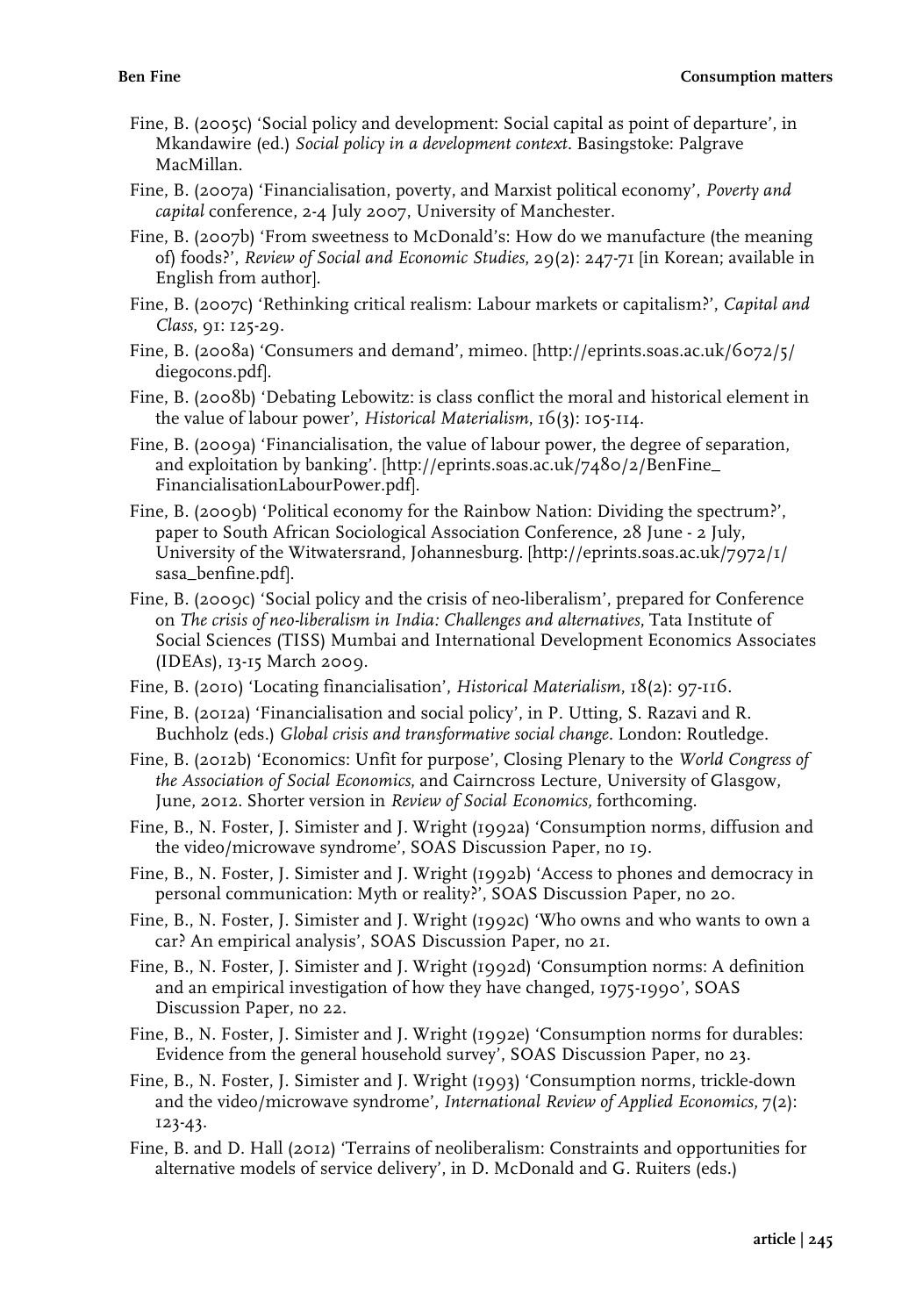Fine, B. (2005c) 'Social policy and development: Social capital as point of departure', in Mkandawire (ed.) *Social policy in a development context*. Basingstoke: Palgrave MacMillan.

Fine, B. (2007a) 'Financialisation, poverty, and Marxist political economy', *Poverty and capital* conference, 2-4 July 2007, University of Manchester.

Fine, B. (2007b) 'From sweetness to McDonald's: How do we manufacture (the meaning of) foods?', *Review of Social and Economic Studies*, 29(2): 247-71 [in Korean; available in English from author].

Fine, B. (2007c) 'Rethinking critical realism: Labour markets or capitalism?', *Capital and Class*, 91: 125-29.

Fine, B. (2008a) 'Consumers and demand', mimeo. [http://eprints.soas.ac.uk/6072/5/diegocons.pdf].

Fine, B. (2008b) 'Debating Lebowitz: is class conflict the moral and historical element in the value of labour power', *Historical Materialism*, 16(3): 105-114.

Fine, B. (2009a) 'Financialisation, the value of labour power, the degree of separation, and exploitation by banking'. [http://eprints.soas.ac.uk/7480/2/BenFine_FinancialisationLabourPower.pdf].

Fine, B. (2009b) 'Political economy for the Rainbow Nation: Dividing the spectrum?', paper to South African Sociological Association Conference, 28 June - 2 July, University of the Witwatersrand, Johannesburg. [http://eprints.soas.ac.uk/7972/1/sasa_benfine.pdf].

Fine, B. (2009c) 'Social policy and the crisis of neo-liberalism', prepared for Conference on *The crisis of neo-liberalism in India: Challenges and alternatives*, Tata Institute of Social Sciences (TISS) Mumbai and International Development Economics Associates (IDEAs), 13-15 March 2009.

Fine, B. (2010) 'Locating financialisation', *Historical Materialism*, 18(2): 97-116.

Fine, B. (2012a) 'Financialisation and social policy', in P. Utting, S. Razavi and R. Buchholz (eds.) *Global crisis and transformative social change*. London: Routledge.

Fine, B. (2012b) 'Economics: Unfit for purpose', Closing Plenary to the *World Congress of the Association of Social Economics*, and Cairncross Lecture, University of Glasgow, June, 2012. Shorter version in *Review of Social Economics*, forthcoming.

Fine, B., N. Foster, J. Simister and J. Wright (1992a) 'Consumption norms, diffusion and the video/microwave syndrome', SOAS Discussion Paper, no 19.

Fine, B., N. Foster, J. Simister and J. Wright (1992b) 'Access to phones and democracy in personal communication: Myth or reality?', SOAS Discussion Paper, no 20.

Fine, B., N. Foster, J. Simister and J. Wright (1992c) 'Who owns and who wants to own a car? An empirical analysis', SOAS Discussion Paper, no 21.

Fine, B., N. Foster, J. Simister and J. Wright (1992d) 'Consumption norms: A definition and an empirical investigation of how they have changed, 1975-1990', SOAS Discussion Paper, no 22.

Fine, B., N. Foster, J. Simister and J. Wright (1992e) 'Consumption norms for durables: Evidence from the general household survey', SOAS Discussion Paper, no 23.

Fine, B., N. Foster, J. Simister and J. Wright (1993) 'Consumption norms, trickle-down and the video/microwave syndrome', *International Review of Applied Economics*, 7(2): 123-43.

Fine, B. and D. Hall (2012) 'Terrains of neoliberalism: Constraints and opportunities for alternative models of service delivery', in D. McDonald and G. Ruiters (eds.)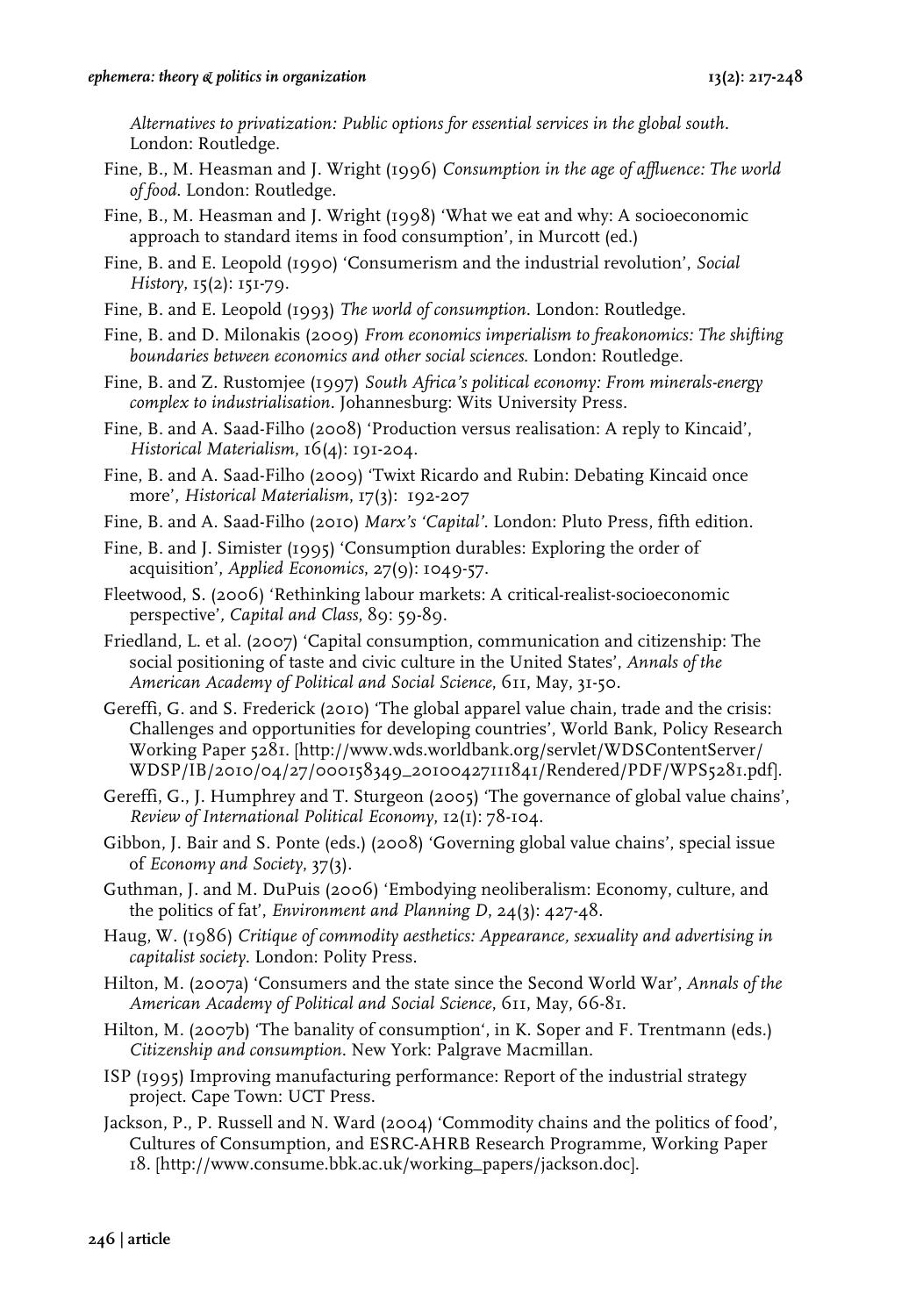*Alternatives to privatization: Public options for essential services in the global south*. London: Routledge.

Fine, B., M. Heasman and J. Wright (1996) *Consumption in the age of affluence: The world of food*. London: Routledge.

Fine, B., M. Heasman and J. Wright (1998) 'What we eat and why: A socioeconomic approach to standard items in food consumption', in Murcott (ed.)

Fine, B. and E. Leopold (1990) 'Consumerism and the industrial revolution', *Social History*, 15(2): 151-79.

Fine, B. and E. Leopold (1993) *The world of consumption*. London: Routledge.

Fine, B. and D. Milonakis (2009) *From economics imperialism to freakonomics: The shifting boundaries between economics and other social sciences*. London: Routledge.

Fine, B. and Z. Rustomjee (1997) *South Africa's political economy: From minerals-energy complex to industrialisation*. Johannesburg: Wits University Press.

Fine, B. and A. Saad-Filho (2008) 'Production versus realisation: A reply to Kincaid', *Historical Materialism*, 16(4): 191-204.

Fine, B. and A. Saad-Filho (2009) 'Twixt Ricardo and Rubin: Debating Kincaid once more', *Historical Materialism*, 17(3): 192-207

Fine, B. and A. Saad-Filho (2010) *Marx's 'Capital'*. London: Pluto Press, fifth edition.

Fine, B. and J. Simister (1995) 'Consumption durables: Exploring the order of acquisition', *Applied Economics*, 27(9): 1049-57.

Fleetwood, S. (2006) 'Rethinking labour markets: A critical-realist-socioeconomic perspective', *Capital and Class*, 89: 59-89.

Friedland, L. et al. (2007) 'Capital consumption, communication and citizenship: The social positioning of taste and civic culture in the United States', *Annals of the American Academy of Political and Social Science*, 611, May, 31-50.

Gereffi, G. and S. Frederick (2010) 'The global apparel value chain, trade and the crisis: Challenges and opportunities for developing countries', World Bank, Policy Research Working Paper 5281. [http://www.wds.worldbank.org/servlet/WDSContentServer/WDSP/IB/2010/04/27/000158349_20100427111841/Rendered/PDF/WPS5281.pdf].

Gereffi, G., J. Humphrey and T. Sturgeon (2005) 'The governance of global value chains', *Review of International Political Economy*, 12(1): 78-104.

Gibbon, J. Bair and S. Ponte (eds.) (2008) 'Governing global value chains', special issue of *Economy and Society*, 37(3).

Guthman, J. and M. DuPuis (2006) 'Embodying neoliberalism: Economy, culture, and the politics of fat', *Environment and Planning D*, 24(3): 427-48.

Haug, W. (1986) *Critique of commodity aesthetics: Appearance, sexuality and advertising in capitalist society*. London: Polity Press.

Hilton, M. (2007a) 'Consumers and the state since the Second World War', *Annals of the American Academy of Political and Social Science*, 611, May, 66-81.

Hilton, M. (2007b) 'The banality of consumption', in K. Soper and F. Trentmann (eds.) *Citizenship and consumption*. New York: Palgrave Macmillan.

ISP (1995) Improving manufacturing performance: Report of the industrial strategy project. Cape Town: UCT Press.

Jackson, P., P. Russell and N. Ward (2004) 'Commodity chains and the politics of food', Cultures of Consumption, and ESRC-AHRB Research Programme, Working Paper 18. [http://www.consume.bbk.ac.uk/working_papers/jackson.doc].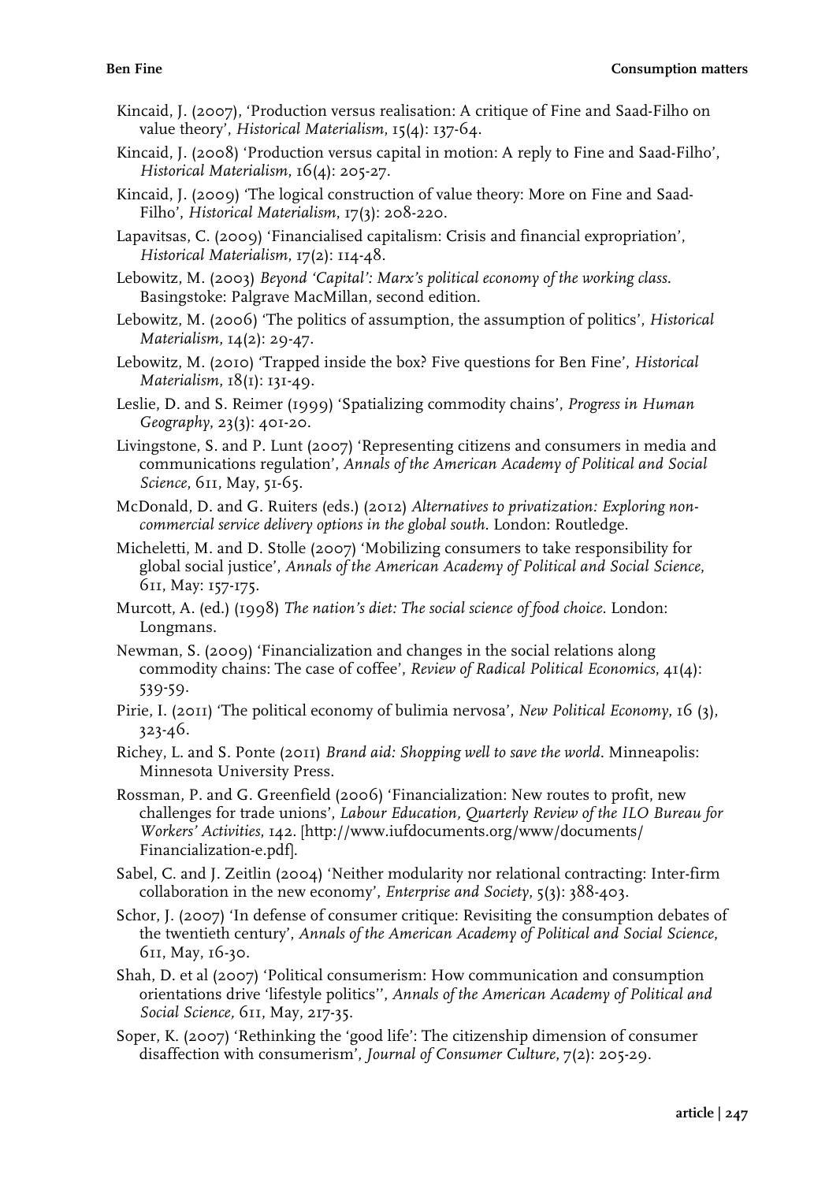Kincaid, J. (2007), 'Production versus realisation: A critique of Fine and Saad-Filho on value theory', *Historical Materialism*, 15(4): 137-64.

Kincaid, J. (2008) 'Production versus capital in motion: A reply to Fine and Saad-Filho', *Historical Materialism*, 16(4): 205-27.

Kincaid, J. (2009) 'The logical construction of value theory: More on Fine and Saad-Filho', *Historical Materialism*, 17(3): 208-220.

Lapavitsas, C. (2009) 'Financialised capitalism: Crisis and financial expropriation', *Historical Materialism*, 17(2): 114-48.

Lebowitz, M. (2003) *Beyond 'Capital': Marx's political economy of the working class.* Basingstoke: Palgrave MacMillan, second edition.

Lebowitz, M. (2006) 'The politics of assumption, the assumption of politics', *Historical Materialism*, 14(2): 29-47.

Lebowitz, M. (2010) 'Trapped inside the box? Five questions for Ben Fine', *Historical Materialism*, 18(1): 131-49.

Leslie, D. and S. Reimer (1999) 'Spatializing commodity chains', *Progress in Human Geography*, 23(3): 401-20.

Livingstone, S. and P. Lunt (2007) 'Representing citizens and consumers in media and communications regulation', *Annals of the American Academy of Political and Social Science*, 611, May, 51-65.

McDonald, D. and G. Ruiters (eds.) (2012) *Alternatives to privatization: Exploring non-commercial service delivery options in the global south.* London: Routledge.

Micheletti, M. and D. Stolle (2007) 'Mobilizing consumers to take responsibility for global social justice', *Annals of the American Academy of Political and Social Science*, 611, May: 157-175.

Murcott, A. (ed.) (1998) *The nation's diet: The social science of food choice*. London: Longmans.

Newman, S. (2009) 'Financialization and changes in the social relations along commodity chains: The case of coffee', *Review of Radical Political Economics*, 41(4): 539-59.

Pirie, I. (2011) 'The political economy of bulimia nervosa', *New Political Economy*, 16 (3), 323-46.

Richey, L. and S. Ponte (2011) *Brand aid: Shopping well to save the world*. Minneapolis: Minnesota University Press.

Rossman, P. and G. Greenfield (2006) 'Financialization: New routes to profit, new challenges for trade unions', *Labour Education, Quarterly Review of the ILO Bureau for Workers' Activities*, 142. [http://www.iufdocuments.org/www/documents/Financialization-e.pdf].

Sabel, C. and J. Zeitlin (2004) 'Neither modularity nor relational contracting: Inter-firm collaboration in the new economy', *Enterprise and Society*, 5(3): 388-403.

Schor, J. (2007) 'In defense of consumer critique: Revisiting the consumption debates of the twentieth century', *Annals of the American Academy of Political and Social Science*, 611, May, 16-30.

Shah, D. et al (2007) 'Political consumerism: How communication and consumption orientations drive 'lifestyle politics'', *Annals of the American Academy of Political and Social Science,* 611, May, 217-35.

Soper, K. (2007) 'Rethinking the 'good life': The citizenship dimension of consumer disaffection with consumerism', *Journal of Consumer Culture*, 7(2): 205-29.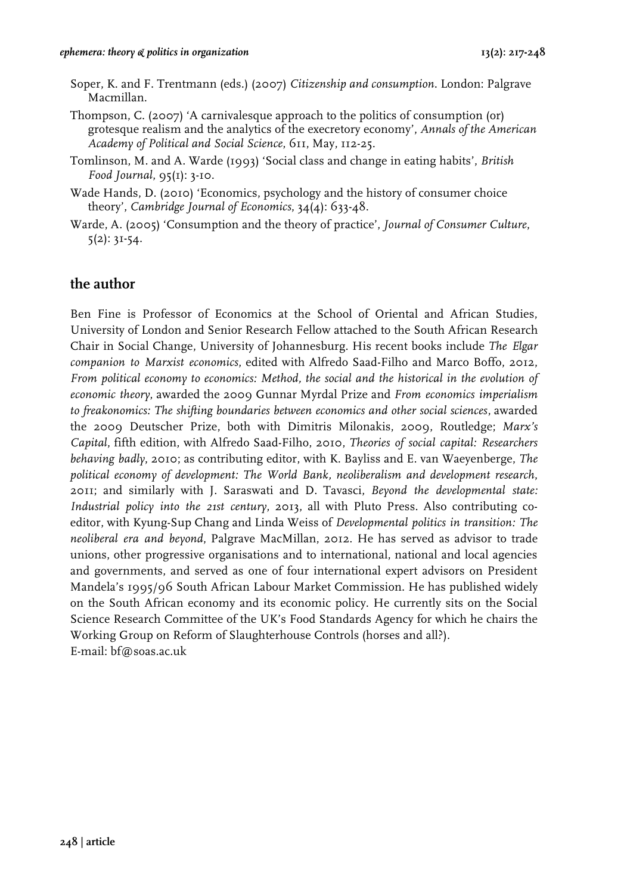Soper, K. and F. Trentmann (eds.) (2007) *Citizenship and consumption*. London: Palgrave Macmillan.

Thompson, C. (2007) 'A carnivalesque approach to the politics of consumption (or) grotesque realism and the analytics of the execretory economy', *Annals of the American Academy of Political and Social Science*, 611, May, 112-25.

Tomlinson, M. and A. Warde (1993) 'Social class and change in eating habits', *British Food Journal*, 95(1): 3-10.

Wade Hands, D. (2010) 'Economics, psychology and the history of consumer choice theory', *Cambridge Journal of Economics*, 34(4): 633-48.

Warde, A. (2005) 'Consumption and the theory of practice', *Journal of Consumer Culture*, 5(2): 31-54.

## the author

Ben Fine is Professor of Economics at the School of Oriental and African Studies, University of London and Senior Research Fellow attached to the South African Research Chair in Social Change, University of Johannesburg. His recent books include *The Elgar companion to Marxist economics*, edited with Alfredo Saad-Filho and Marco Boffo, 2012, *From political economy to economics: Method, the social and the historical in the evolution of economic theory*, awarded the 2009 Gunnar Myrdal Prize and *From economics imperialism to freakonomics: The shifting boundaries between economics and other social sciences*, awarded the 2009 Deutscher Prize, both with Dimitris Milonakis, 2009, Routledge; *Marx's Capital*, fifth edition, with Alfredo Saad-Filho, 2010, *Theories of social capital: Researchers behaving badly*, 2010; as contributing editor, with K. Bayliss and E. van Waeyenberge, *The political economy of development: The World Bank, neoliberalism and development research*, 2011; and similarly with J. Saraswati and D. Tavasci, *Beyond the developmental state: Industrial policy into the 21st century*, 2013, all with Pluto Press. Also contributing co-editor, with Kyung-Sup Chang and Linda Weiss of *Developmental politics in transition: The neoliberal era and beyond*, Palgrave MacMillan, 2012. He has served as advisor to trade unions, other progressive organisations and to international, national and local agencies and governments, and served as one of four international expert advisors on President Mandela's 1995/96 South African Labour Market Commission. He has published widely on the South African economy and its economic policy. He currently sits on the Social Science Research Committee of the UK's Food Standards Agency for which he chairs the Working Group on Reform of Slaughterhouse Controls (horses and all?).
E-mail: bf@soas.ac.uk